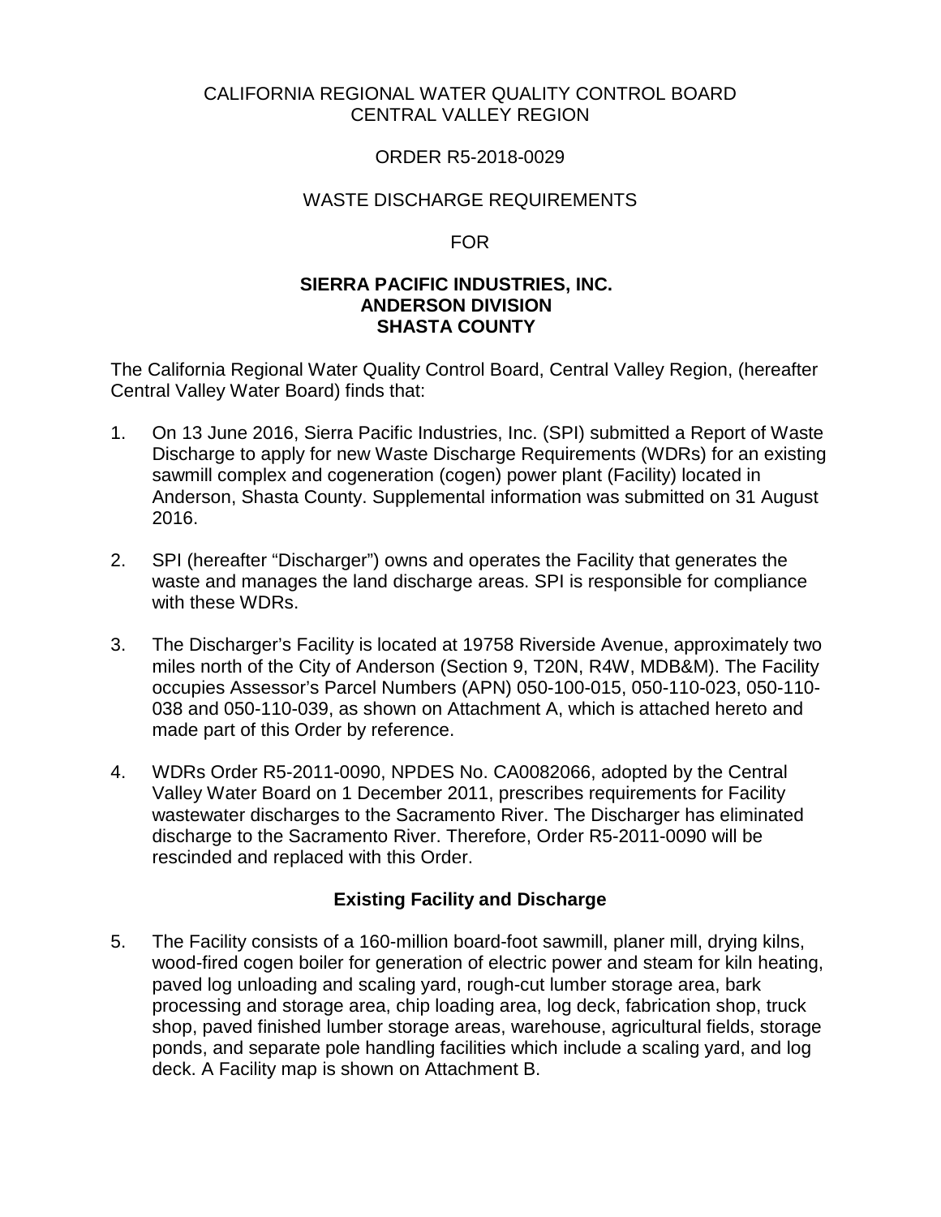CALIFORNIA REGIONAL WATER QUALITY CONTROL BOARD
CENTRAL VALLEY REGION

ORDER R5-2018-0029

WASTE DISCHARGE REQUIREMENTS

FOR

**SIERRA PACIFIC INDUSTRIES, INC.**
**ANDERSON DIVISION**
**SHASTA COUNTY**

The California Regional Water Quality Control Board, Central Valley Region, (hereafter Central Valley Water Board) finds that:

1. On 13 June 2016, Sierra Pacific Industries, Inc. (SPI) submitted a Report of Waste Discharge to apply for new Waste Discharge Requirements (WDRs) for an existing sawmill complex and cogeneration (cogen) power plant (Facility) located in Anderson, Shasta County. Supplemental information was submitted on 31 August 2016.

2. SPI (hereafter "Discharger") owns and operates the Facility that generates the waste and manages the land discharge areas. SPI is responsible for compliance with these WDRs.

3. The Discharger's Facility is located at 19758 Riverside Avenue, approximately two miles north of the City of Anderson (Section 9, T20N, R4W, MDB&M). The Facility occupies Assessor's Parcel Numbers (APN) 050-100-015, 050-110-023, 050-110-038 and 050-110-039, as shown on Attachment A, which is attached hereto and made part of this Order by reference.

4. WDRs Order R5-2011-0090, NPDES No. CA0082066, adopted by the Central Valley Water Board on 1 December 2011, prescribes requirements for Facility wastewater discharges to the Sacramento River. The Discharger has eliminated discharge to the Sacramento River. Therefore, Order R5-2011-0090 will be rescinded and replaced with this Order.

## Existing Facility and Discharge

5. The Facility consists of a 160-million board-foot sawmill, planer mill, drying kilns, wood-fired cogen boiler for generation of electric power and steam for kiln heating, paved log unloading and scaling yard, rough-cut lumber storage area, bark processing and storage area, chip loading area, log deck, fabrication shop, truck shop, paved finished lumber storage areas, warehouse, agricultural fields, storage ponds, and separate pole handling facilities which include a scaling yard, and log deck. A Facility map is shown on Attachment B.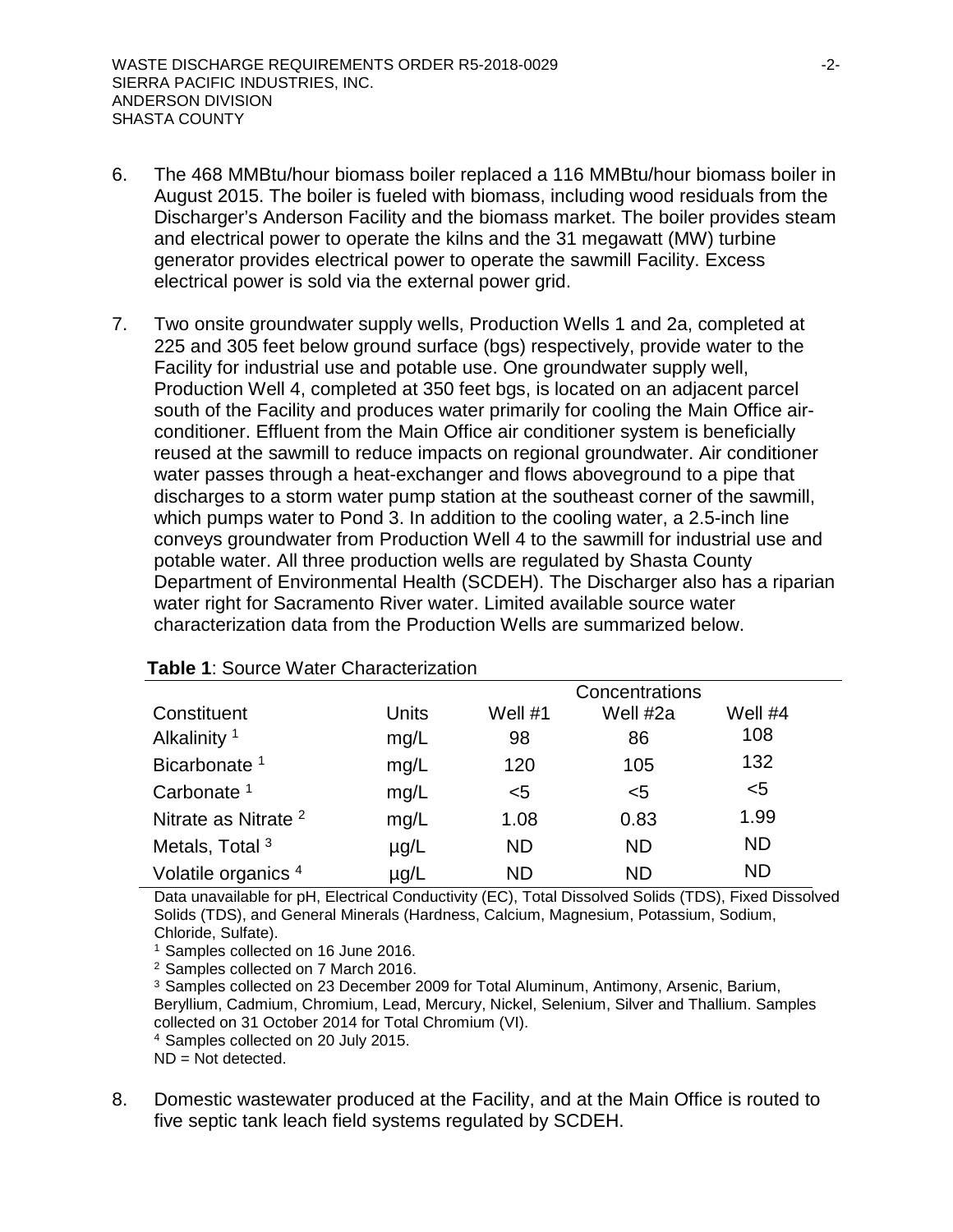6. The 468 MMBtu/hour biomass boiler replaced a 116 MMBtu/hour biomass boiler in August 2015. The boiler is fueled with biomass, including wood residuals from the Discharger's Anderson Facility and the biomass market. The boiler provides steam and electrical power to operate the kilns and the 31 megawatt (MW) turbine generator provides electrical power to operate the sawmill Facility. Excess electrical power is sold via the external power grid.

7. Two onsite groundwater supply wells, Production Wells 1 and 2a, completed at 225 and 305 feet below ground surface (bgs) respectively, provide water to the Facility for industrial use and potable use. One groundwater supply well, Production Well 4, completed at 350 feet bgs, is located on an adjacent parcel south of the Facility and produces water primarily for cooling the Main Office air-conditioner. Effluent from the Main Office air conditioner system is beneficially reused at the sawmill to reduce impacts on regional groundwater. Air conditioner water passes through a heat-exchanger and flows aboveground to a pipe that discharges to a storm water pump station at the southeast corner of the sawmill, which pumps water to Pond 3. In addition to the cooling water, a 2.5-inch line conveys groundwater from Production Well 4 to the sawmill for industrial use and potable water. All three production wells are regulated by Shasta County Department of Environmental Health (SCDEH). The Discharger also has a riparian water right for Sacramento River water. Limited available source water characterization data from the Production Wells are summarized below.

**Table 1**: Source Water Characterization

| | | Concentrations | | |
|---|---|---|---|---|
| Constituent | Units | Well #1 | Well #2a | Well #4 |
| Alkalinity [1] | mg/L | 98 | 86 | 108 |
| Bicarbonate [1] | mg/L | 120 | 105 | 132 |
| Carbonate [1] | mg/L | <5 | <5 | <5 |
| Nitrate as Nitrate [2] | mg/L | 1.08 | 0.83 | 1.99 |
| Metals, Total [3] | µg/L | ND | ND | ND |
| Volatile organics [4] | µg/L | ND | ND | ND |

Data unavailable for pH, Electrical Conductivity (EC), Total Dissolved Solids (TDS), Fixed Dissolved Solids (TDS), and General Minerals (Hardness, Calcium, Magnesium, Potassium, Sodium, Chloride, Sulfate).

[1] Samples collected on 16 June 2016.

[2] Samples collected on 7 March 2016.

[3] Samples collected on 23 December 2009 for Total Aluminum, Antimony, Arsenic, Barium, Beryllium, Cadmium, Chromium, Lead, Mercury, Nickel, Selenium, Silver and Thallium. Samples collected on 31 October 2014 for Total Chromium (VI).

[4] Samples collected on 20 July 2015.

ND = Not detected.

8. Domestic wastewater produced at the Facility, and at the Main Office is routed to five septic tank leach field systems regulated by SCDEH.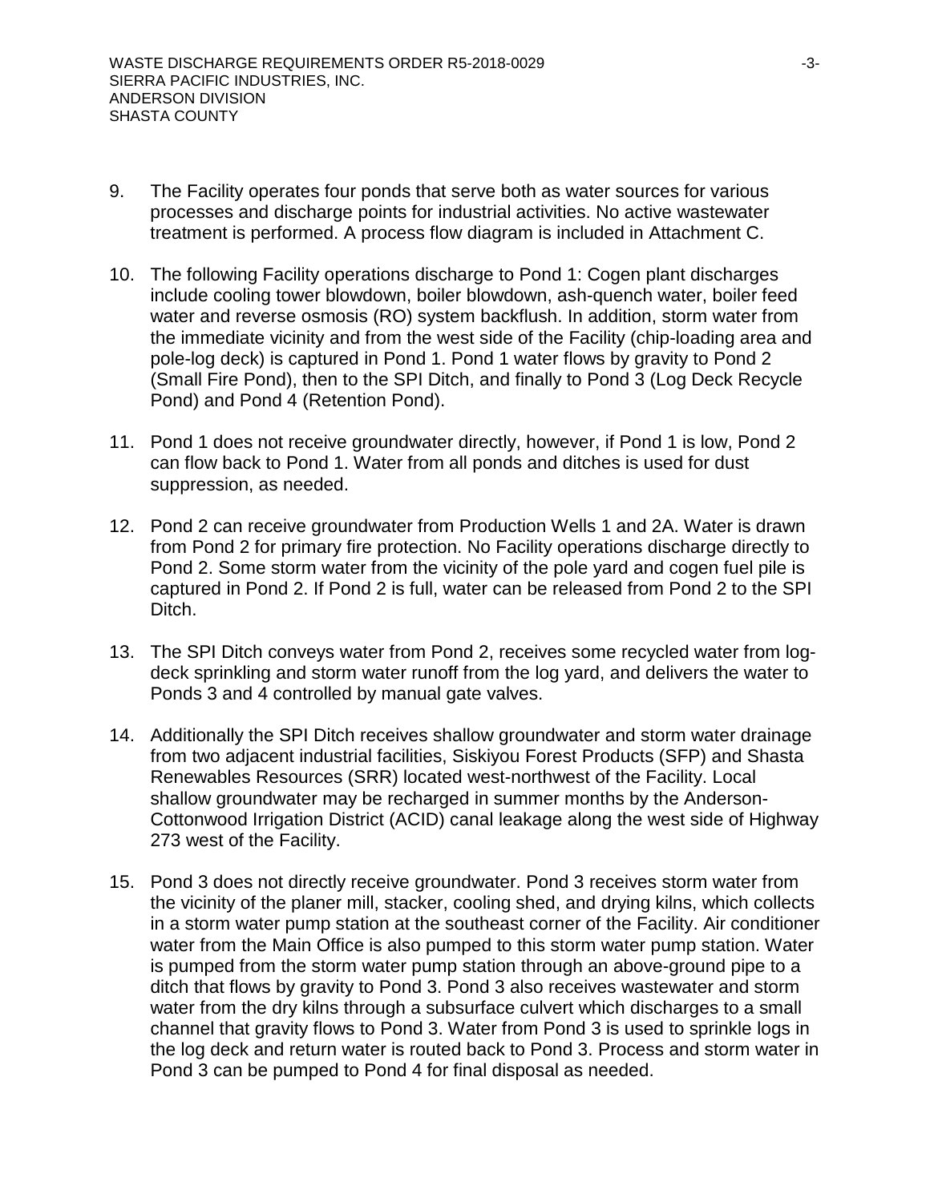9. The Facility operates four ponds that serve both as water sources for various processes and discharge points for industrial activities. No active wastewater treatment is performed. A process flow diagram is included in Attachment C.

10. The following Facility operations discharge to Pond 1: Cogen plant discharges include cooling tower blowdown, boiler blowdown, ash-quench water, boiler feed water and reverse osmosis (RO) system backflush. In addition, storm water from the immediate vicinity and from the west side of the Facility (chip-loading area and pole-log deck) is captured in Pond 1. Pond 1 water flows by gravity to Pond 2 (Small Fire Pond), then to the SPI Ditch, and finally to Pond 3 (Log Deck Recycle Pond) and Pond 4 (Retention Pond).

11. Pond 1 does not receive groundwater directly, however, if Pond 1 is low, Pond 2 can flow back to Pond 1. Water from all ponds and ditches is used for dust suppression, as needed.

12. Pond 2 can receive groundwater from Production Wells 1 and 2A. Water is drawn from Pond 2 for primary fire protection. No Facility operations discharge directly to Pond 2. Some storm water from the vicinity of the pole yard and cogen fuel pile is captured in Pond 2. If Pond 2 is full, water can be released from Pond 2 to the SPI Ditch.

13. The SPI Ditch conveys water from Pond 2, receives some recycled water from log-deck sprinkling and storm water runoff from the log yard, and delivers the water to Ponds 3 and 4 controlled by manual gate valves.

14. Additionally the SPI Ditch receives shallow groundwater and storm water drainage from two adjacent industrial facilities, Siskiyou Forest Products (SFP) and Shasta Renewables Resources (SRR) located west-northwest of the Facility. Local shallow groundwater may be recharged in summer months by the Anderson-Cottonwood Irrigation District (ACID) canal leakage along the west side of Highway 273 west of the Facility.

15. Pond 3 does not directly receive groundwater. Pond 3 receives storm water from the vicinity of the planer mill, stacker, cooling shed, and drying kilns, which collects in a storm water pump station at the southeast corner of the Facility. Air conditioner water from the Main Office is also pumped to this storm water pump station. Water is pumped from the storm water pump station through an above-ground pipe to a ditch that flows by gravity to Pond 3. Pond 3 also receives wastewater and storm water from the dry kilns through a subsurface culvert which discharges to a small channel that gravity flows to Pond 3. Water from Pond 3 is used to sprinkle logs in the log deck and return water is routed back to Pond 3. Process and storm water in Pond 3 can be pumped to Pond 4 for final disposal as needed.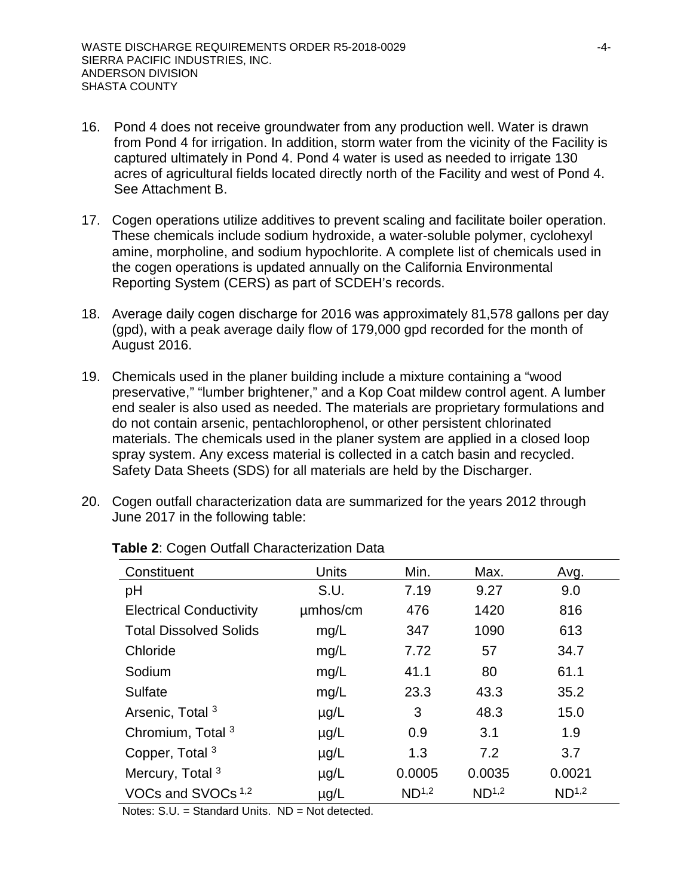16. Pond 4 does not receive groundwater from any production well. Water is drawn from Pond 4 for irrigation. In addition, storm water from the vicinity of the Facility is captured ultimately in Pond 4. Pond 4 water is used as needed to irrigate 130 acres of agricultural fields located directly north of the Facility and west of Pond 4. See Attachment B.

17. Cogen operations utilize additives to prevent scaling and facilitate boiler operation. These chemicals include sodium hydroxide, a water-soluble polymer, cyclohexyl amine, morpholine, and sodium hypochlorite. A complete list of chemicals used in the cogen operations is updated annually on the California Environmental Reporting System (CERS) as part of SCDEH's records.

18. Average daily cogen discharge for 2016 was approximately 81,578 gallons per day (gpd), with a peak average daily flow of 179,000 gpd recorded for the month of August 2016.

19. Chemicals used in the planer building include a mixture containing a "wood preservative," "lumber brightener," and a Kop Coat mildew control agent. A lumber end sealer is also used as needed. The materials are proprietary formulations and do not contain arsenic, pentachlorophenol, or other persistent chlorinated materials. The chemicals used in the planer system are applied in a closed loop spray system. Any excess material is collected in a catch basin and recycled. Safety Data Sheets (SDS) for all materials are held by the Discharger.

20. Cogen outfall characterization data are summarized for the years 2012 through June 2017 in the following table:

**Table 2**: Cogen Outfall Characterization Data

| Constituent | Units | Min. | Max. | Avg. |
|---|---|---|---|---|
| pH | S.U. | 7.19 | 9.27 | 9.0 |
| Electrical Conductivity | µmhos/cm | 476 | 1420 | 816 |
| Total Dissolved Solids | mg/L | 347 | 1090 | 613 |
| Chloride | mg/L | 7.72 | 57 | 34.7 |
| Sodium | mg/L | 41.1 | 80 | 61.1 |
| Sulfate | mg/L | 23.3 | 43.3 | 35.2 |
| Arsenic, Total [3] | µg/L | 3 | 48.3 | 15.0 |
| Chromium, Total [3] | µg/L | 0.9 | 3.1 | 1.9 |
| Copper, Total [3] | µg/L | 1.3 | 7.2 | 3.7 |
| Mercury, Total [3] | µg/L | 0.0005 | 0.0035 | 0.0021 |
| VOCs and SVOCs [1,2] | µg/L | ND[1,2] | ND[1,2] | ND[1,2] |

Notes: S.U. = Standard Units. ND = Not detected.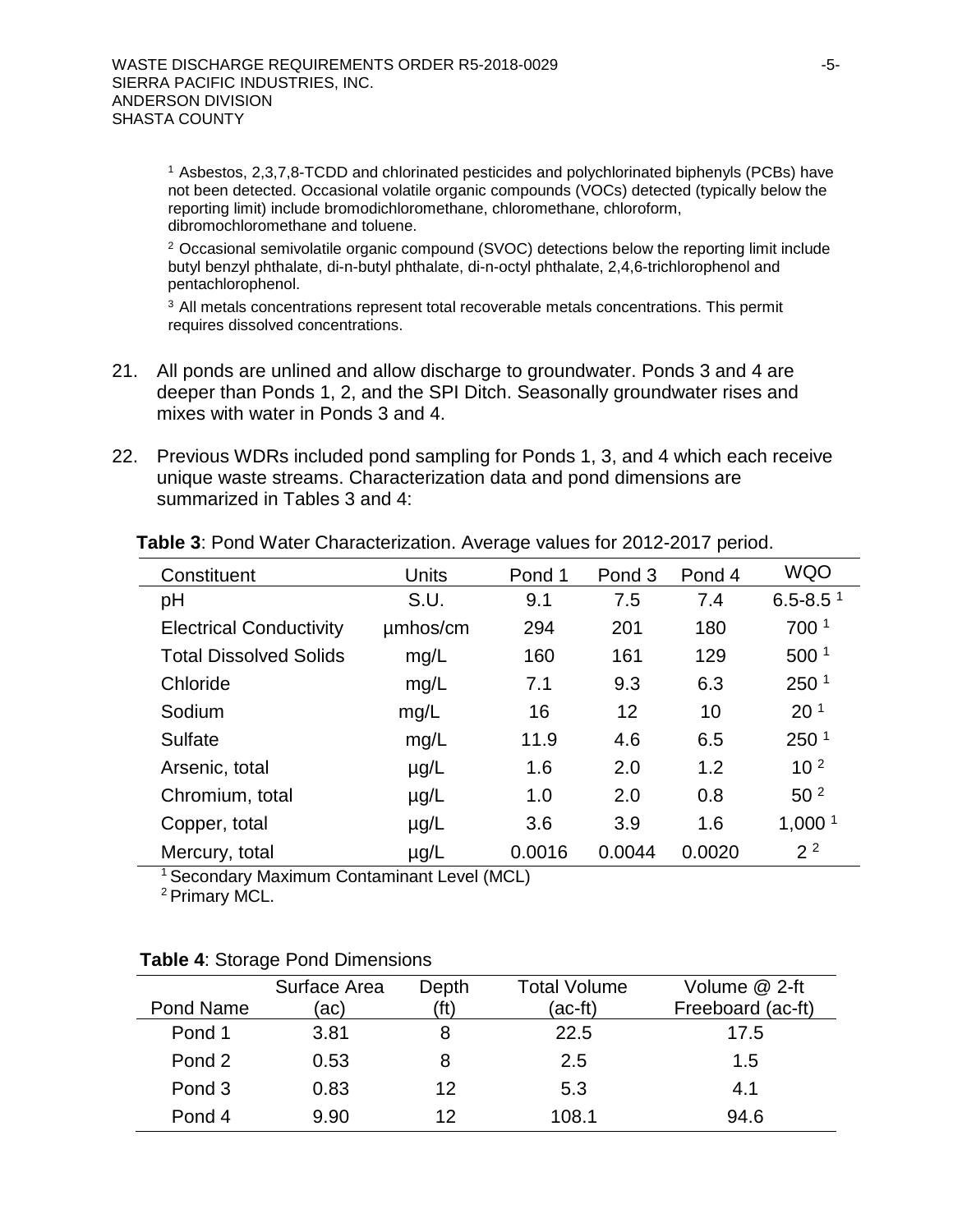[1] Asbestos, 2,3,7,8-TCDD and chlorinated pesticides and polychlorinated biphenyls (PCBs) have not been detected. Occasional volatile organic compounds (VOCs) detected (typically below the reporting limit) include bromodichloromethane, chloromethane, chloroform, dibromochloromethane and toluene.

[2] Occasional semivolatile organic compound (SVOC) detections below the reporting limit include butyl benzyl phthalate, di-n-butyl phthalate, di-n-octyl phthalate, 2,4,6-trichlorophenol and pentachlorophenol.

[3] All metals concentrations represent total recoverable metals concentrations. This permit requires dissolved concentrations.

21. All ponds are unlined and allow discharge to groundwater. Ponds 3 and 4 are deeper than Ponds 1, 2, and the SPI Ditch. Seasonally groundwater rises and mixes with water in Ponds 3 and 4.

22. Previous WDRs included pond sampling for Ponds 1, 3, and 4 which each receive unique waste streams. Characterization data and pond dimensions are summarized in Tables 3 and 4:

**Table 3**: Pond Water Characterization. Average values for 2012-2017 period.

| Constituent | Units | Pond 1 | Pond 3 | Pond 4 | WQO |
|---|---|---|---|---|---|
| pH | S.U. | 9.1 | 7.5 | 7.4 | 6.5-8.5 [1] |
| Electrical Conductivity | µmhos/cm | 294 | 201 | 180 | 700 [1] |
| Total Dissolved Solids | mg/L | 160 | 161 | 129 | 500 [1] |
| Chloride | mg/L | 7.1 | 9.3 | 6.3 | 250 [1] |
| Sodium | mg/L | 16 | 12 | 10 | 20 [1] |
| Sulfate | mg/L | 11.9 | 4.6 | 6.5 | 250 [1] |
| Arsenic, total | µg/L | 1.6 | 2.0 | 1.2 | 10 [2] |
| Chromium, total | µg/L | 1.0 | 2.0 | 0.8 | 50 [2] |
| Copper, total | µg/L | 3.6 | 3.9 | 1.6 | 1,000 [1] |
| Mercury, total | µg/L | 0.0016 | 0.0044 | 0.0020 | 2 [2] |

[1] Secondary Maximum Contaminant Level (MCL)

[2] Primary MCL.

**Table 4**: Storage Pond Dimensions

| Pond Name | Surface Area (ac) | Depth (ft) | Total Volume (ac-ft) | Volume @ 2-ft Freeboard (ac-ft) |
|---|---|---|---|---|
| Pond 1 | 3.81 | 8 | 22.5 | 17.5 |
| Pond 2 | 0.53 | 8 | 2.5 | 1.5 |
| Pond 3 | 0.83 | 12 | 5.3 | 4.1 |
| Pond 4 | 9.90 | 12 | 108.1 | 94.6 |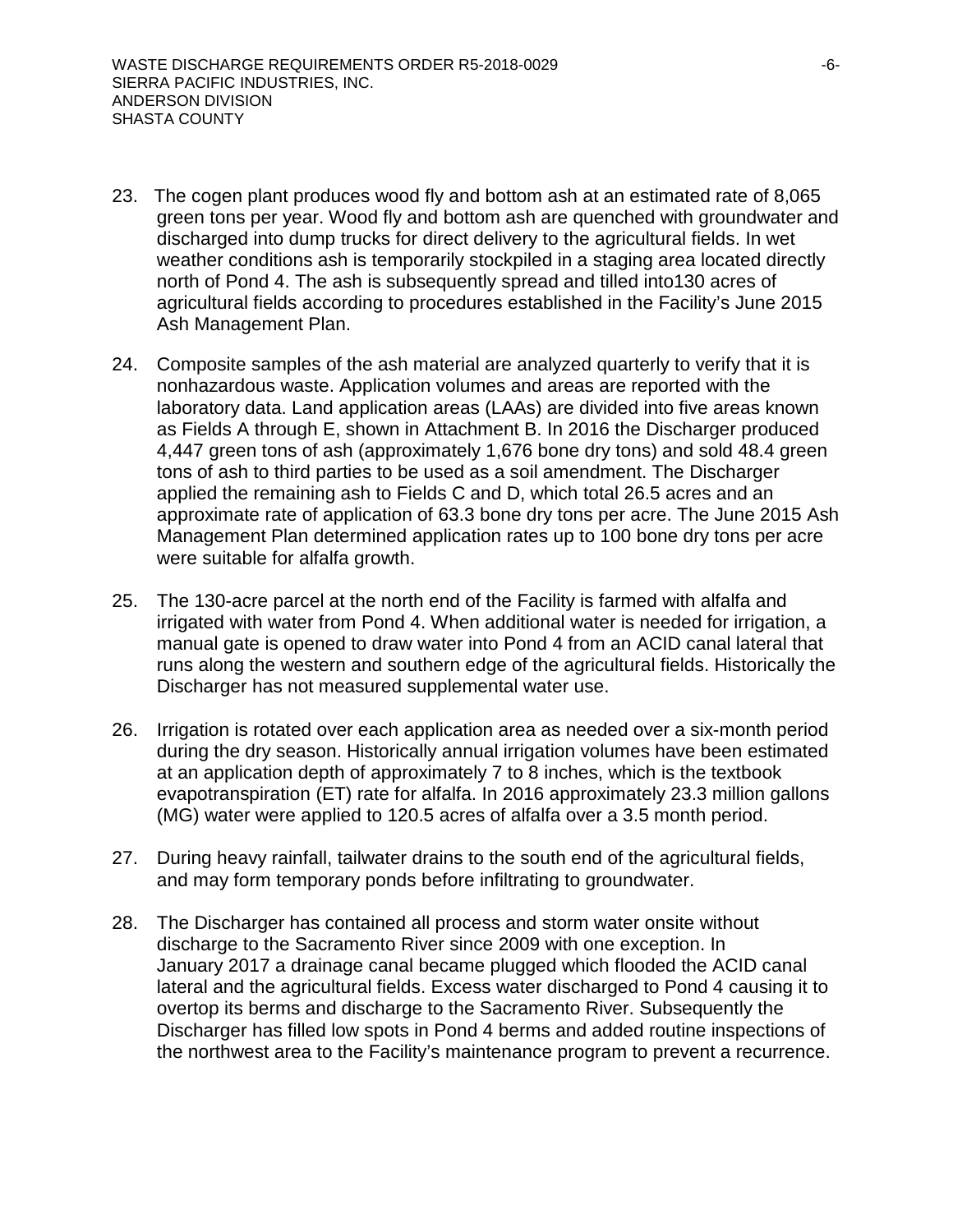23. The cogen plant produces wood fly and bottom ash at an estimated rate of 8,065 green tons per year. Wood fly and bottom ash are quenched with groundwater and discharged into dump trucks for direct delivery to the agricultural fields. In wet weather conditions ash is temporarily stockpiled in a staging area located directly north of Pond 4. The ash is subsequently spread and tilled into130 acres of agricultural fields according to procedures established in the Facility's June 2015 Ash Management Plan.

24. Composite samples of the ash material are analyzed quarterly to verify that it is nonhazardous waste. Application volumes and areas are reported with the laboratory data. Land application areas (LAAs) are divided into five areas known as Fields A through E, shown in Attachment B. In 2016 the Discharger produced 4,447 green tons of ash (approximately 1,676 bone dry tons) and sold 48.4 green tons of ash to third parties to be used as a soil amendment. The Discharger applied the remaining ash to Fields C and D, which total 26.5 acres and an approximate rate of application of 63.3 bone dry tons per acre. The June 2015 Ash Management Plan determined application rates up to 100 bone dry tons per acre were suitable for alfalfa growth.

25. The 130-acre parcel at the north end of the Facility is farmed with alfalfa and irrigated with water from Pond 4. When additional water is needed for irrigation, a manual gate is opened to draw water into Pond 4 from an ACID canal lateral that runs along the western and southern edge of the agricultural fields. Historically the Discharger has not measured supplemental water use.

26. Irrigation is rotated over each application area as needed over a six-month period during the dry season. Historically annual irrigation volumes have been estimated at an application depth of approximately 7 to 8 inches, which is the textbook evapotranspiration (ET) rate for alfalfa. In 2016 approximately 23.3 million gallons (MG) water were applied to 120.5 acres of alfalfa over a 3.5 month period.

27. During heavy rainfall, tailwater drains to the south end of the agricultural fields, and may form temporary ponds before infiltrating to groundwater.

28. The Discharger has contained all process and storm water onsite without discharge to the Sacramento River since 2009 with one exception. In January 2017 a drainage canal became plugged which flooded the ACID canal lateral and the agricultural fields. Excess water discharged to Pond 4 causing it to overtop its berms and discharge to the Sacramento River. Subsequently the Discharger has filled low spots in Pond 4 berms and added routine inspections of the northwest area to the Facility's maintenance program to prevent a recurrence.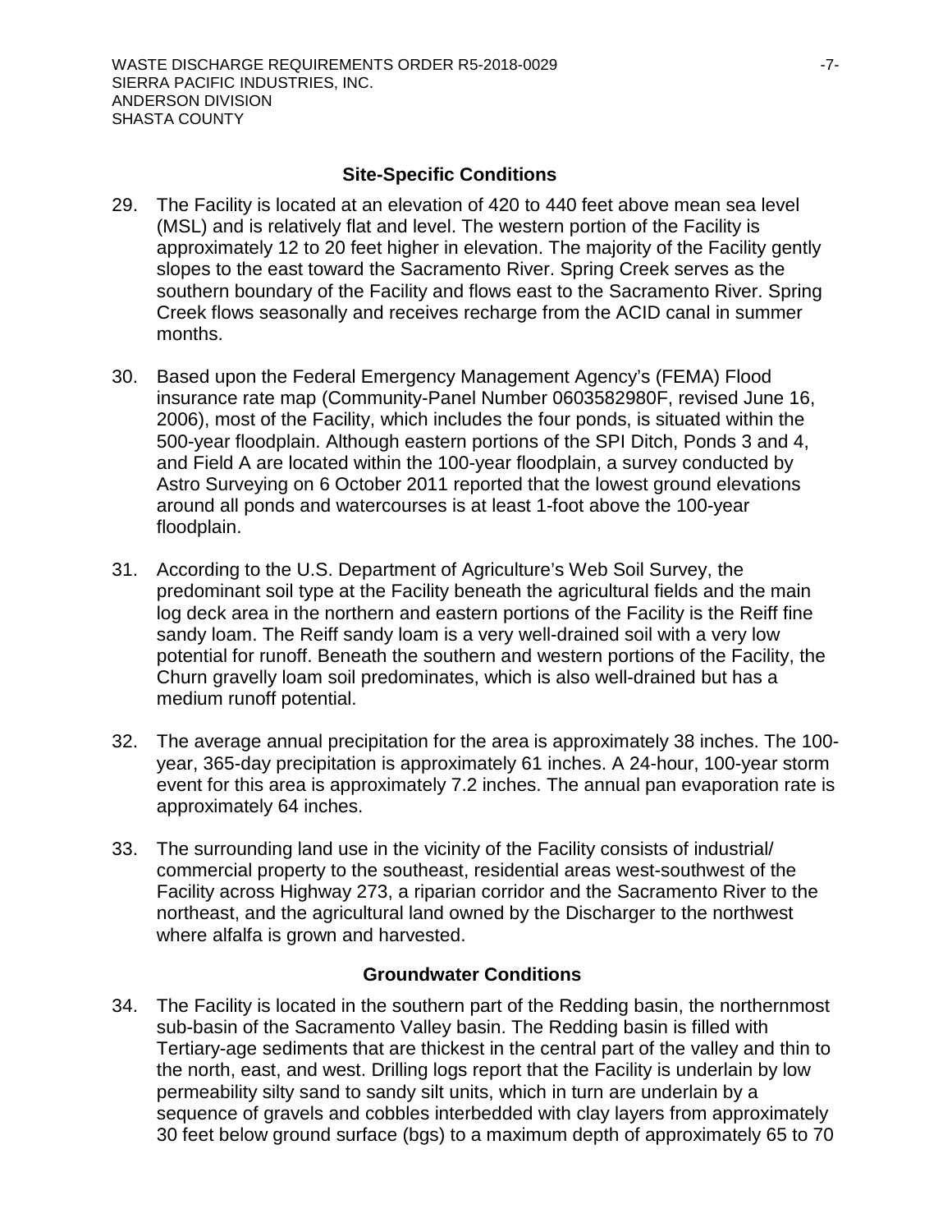### Site-Specific Conditions

29. The Facility is located at an elevation of 420 to 440 feet above mean sea level (MSL) and is relatively flat and level. The western portion of the Facility is approximately 12 to 20 feet higher in elevation. The majority of the Facility gently slopes to the east toward the Sacramento River. Spring Creek serves as the southern boundary of the Facility and flows east to the Sacramento River. Spring Creek flows seasonally and receives recharge from the ACID canal in summer months.

30. Based upon the Federal Emergency Management Agency's (FEMA) Flood insurance rate map (Community-Panel Number 0603582980F, revised June 16, 2006), most of the Facility, which includes the four ponds, is situated within the 500-year floodplain. Although eastern portions of the SPI Ditch, Ponds 3 and 4, and Field A are located within the 100-year floodplain, a survey conducted by Astro Surveying on 6 October 2011 reported that the lowest ground elevations around all ponds and watercourses is at least 1-foot above the 100-year floodplain.

31. According to the U.S. Department of Agriculture's Web Soil Survey, the predominant soil type at the Facility beneath the agricultural fields and the main log deck area in the northern and eastern portions of the Facility is the Reiff fine sandy loam. The Reiff sandy loam is a very well-drained soil with a very low potential for runoff. Beneath the southern and western portions of the Facility, the Churn gravelly loam soil predominates, which is also well-drained but has a medium runoff potential.

32. The average annual precipitation for the area is approximately 38 inches. The 100-year, 365-day precipitation is approximately 61 inches. A 24-hour, 100-year storm event for this area is approximately 7.2 inches. The annual pan evaporation rate is approximately 64 inches.

33. The surrounding land use in the vicinity of the Facility consists of industrial/ commercial property to the southeast, residential areas west-southwest of the Facility across Highway 273, a riparian corridor and the Sacramento River to the northeast, and the agricultural land owned by the Discharger to the northwest where alfalfa is grown and harvested.

### Groundwater Conditions

34. The Facility is located in the southern part of the Redding basin, the northernmost sub-basin of the Sacramento Valley basin. The Redding basin is filled with Tertiary-age sediments that are thickest in the central part of the valley and thin to the north, east, and west. Drilling logs report that the Facility is underlain by low permeability silty sand to sandy silt units, which in turn are underlain by a sequence of gravels and cobbles interbedded with clay layers from approximately 30 feet below ground surface (bgs) to a maximum depth of approximately 65 to 70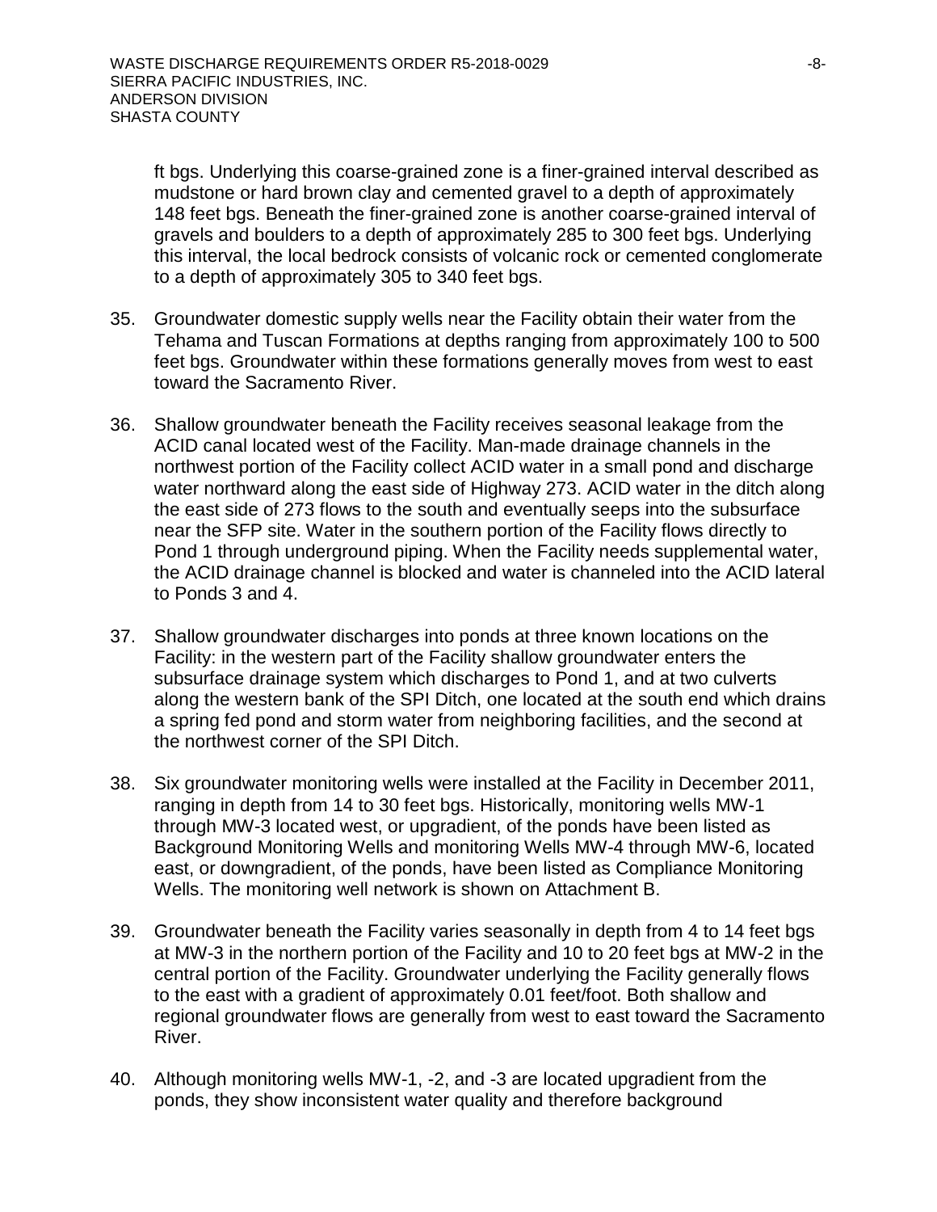ft bgs. Underlying this coarse-grained zone is a finer-grained interval described as mudstone or hard brown clay and cemented gravel to a depth of approximately 148 feet bgs. Beneath the finer-grained zone is another coarse-grained interval of gravels and boulders to a depth of approximately 285 to 300 feet bgs. Underlying this interval, the local bedrock consists of volcanic rock or cemented conglomerate to a depth of approximately 305 to 340 feet bgs.

35. Groundwater domestic supply wells near the Facility obtain their water from the Tehama and Tuscan Formations at depths ranging from approximately 100 to 500 feet bgs. Groundwater within these formations generally moves from west to east toward the Sacramento River.

36. Shallow groundwater beneath the Facility receives seasonal leakage from the ACID canal located west of the Facility. Man-made drainage channels in the northwest portion of the Facility collect ACID water in a small pond and discharge water northward along the east side of Highway 273. ACID water in the ditch along the east side of 273 flows to the south and eventually seeps into the subsurface near the SFP site. Water in the southern portion of the Facility flows directly to Pond 1 through underground piping. When the Facility needs supplemental water, the ACID drainage channel is blocked and water is channeled into the ACID lateral to Ponds 3 and 4.

37. Shallow groundwater discharges into ponds at three known locations on the Facility: in the western part of the Facility shallow groundwater enters the subsurface drainage system which discharges to Pond 1, and at two culverts along the western bank of the SPI Ditch, one located at the south end which drains a spring fed pond and storm water from neighboring facilities, and the second at the northwest corner of the SPI Ditch.

38. Six groundwater monitoring wells were installed at the Facility in December 2011, ranging in depth from 14 to 30 feet bgs. Historically, monitoring wells MW-1 through MW-3 located west, or upgradient, of the ponds have been listed as Background Monitoring Wells and monitoring Wells MW-4 through MW-6, located east, or downgradient, of the ponds, have been listed as Compliance Monitoring Wells. The monitoring well network is shown on Attachment B.

39. Groundwater beneath the Facility varies seasonally in depth from 4 to 14 feet bgs at MW-3 in the northern portion of the Facility and 10 to 20 feet bgs at MW-2 in the central portion of the Facility. Groundwater underlying the Facility generally flows to the east with a gradient of approximately 0.01 feet/foot. Both shallow and regional groundwater flows are generally from west to east toward the Sacramento River.

40. Although monitoring wells MW-1, -2, and -3 are located upgradient from the ponds, they show inconsistent water quality and therefore background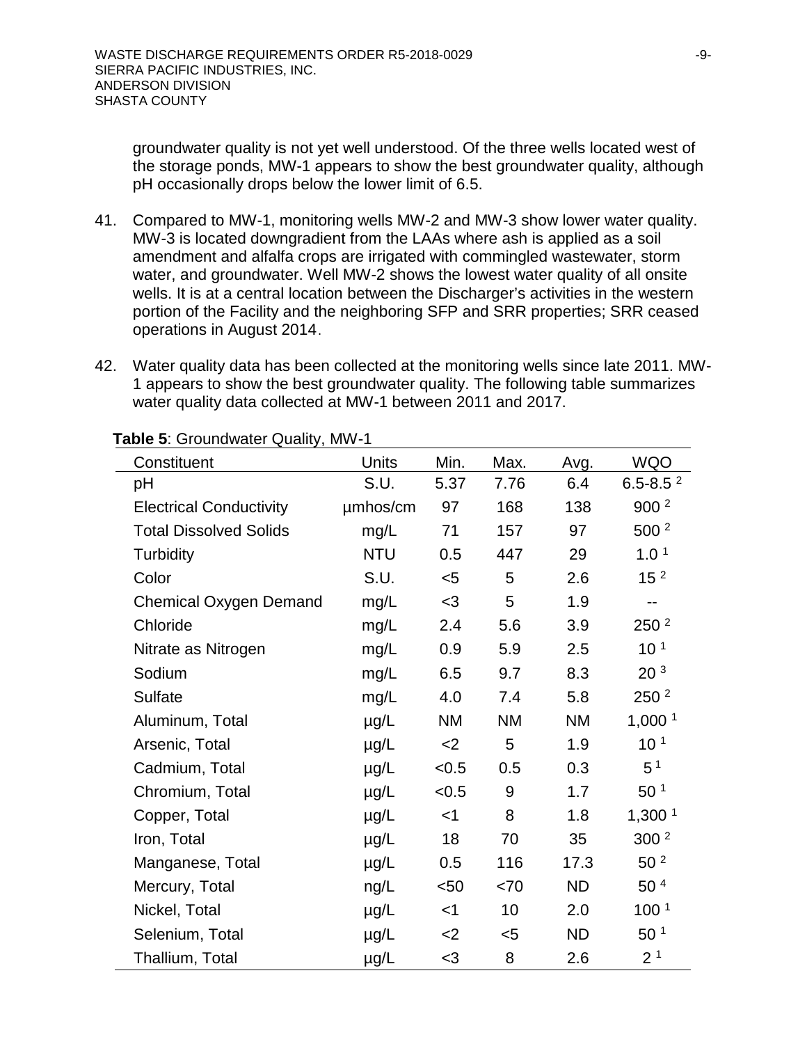groundwater quality is not yet well understood. Of the three wells located west of the storage ponds, MW-1 appears to show the best groundwater quality, although pH occasionally drops below the lower limit of 6.5.

41. Compared to MW-1, monitoring wells MW-2 and MW-3 show lower water quality. MW-3 is located downgradient from the LAAs where ash is applied as a soil amendment and alfalfa crops are irrigated with commingled wastewater, storm water, and groundwater. Well MW-2 shows the lowest water quality of all onsite wells. It is at a central location between the Discharger's activities in the western portion of the Facility and the neighboring SFP and SRR properties; SRR ceased operations in August 2014.

42. Water quality data has been collected at the monitoring wells since late 2011. MW-1 appears to show the best groundwater quality. The following table summarizes water quality data collected at MW-1 between 2011 and 2017.

**Table 5**: Groundwater Quality, MW-1

| Constituent | Units | Min. | Max. | Avg. | WQO |
|---|---|---|---|---|---|
| pH | S.U. | 5.37 | 7.76 | 6.4 | 6.5-8.5 [2] |
| Electrical Conductivity | µmhos/cm | 97 | 168 | 138 | 900 [2] |
| Total Dissolved Solids | mg/L | 71 | 157 | 97 | 500 [2] |
| Turbidity | NTU | 0.5 | 447 | 29 | 1.0 [1] |
| Color | S.U. | <5 | 5 | 2.6 | 15 [2] |
| Chemical Oxygen Demand | mg/L | <3 | 5 | 1.9 | -- |
| Chloride | mg/L | 2.4 | 5.6 | 3.9 | 250 [2] |
| Nitrate as Nitrogen | mg/L | 0.9 | 5.9 | 2.5 | 10 [1] |
| Sodium | mg/L | 6.5 | 9.7 | 8.3 | 20 [3] |
| Sulfate | mg/L | 4.0 | 7.4 | 5.8 | 250 [2] |
| Aluminum, Total | µg/L | NM | NM | NM | 1,000 [1] |
| Arsenic, Total | µg/L | <2 | 5 | 1.9 | 10 [1] |
| Cadmium, Total | µg/L | <0.5 | 0.5 | 0.3 | 5 [1] |
| Chromium, Total | µg/L | <0.5 | 9 | 1.7 | 50 [1] |
| Copper, Total | µg/L | <1 | 8 | 1.8 | 1,300 [1] |
| Iron, Total | µg/L | 18 | 70 | 35 | 300 [2] |
| Manganese, Total | µg/L | 0.5 | 116 | 17.3 | 50 [2] |
| Mercury, Total | ng/L | <50 | <70 | ND | 50 [4] |
| Nickel, Total | µg/L | <1 | 10 | 2.0 | 100 [1] |
| Selenium, Total | µg/L | <2 | <5 | ND | 50 [1] |
| Thallium, Total | µg/L | <3 | 8 | 2.6 | 2 [1] |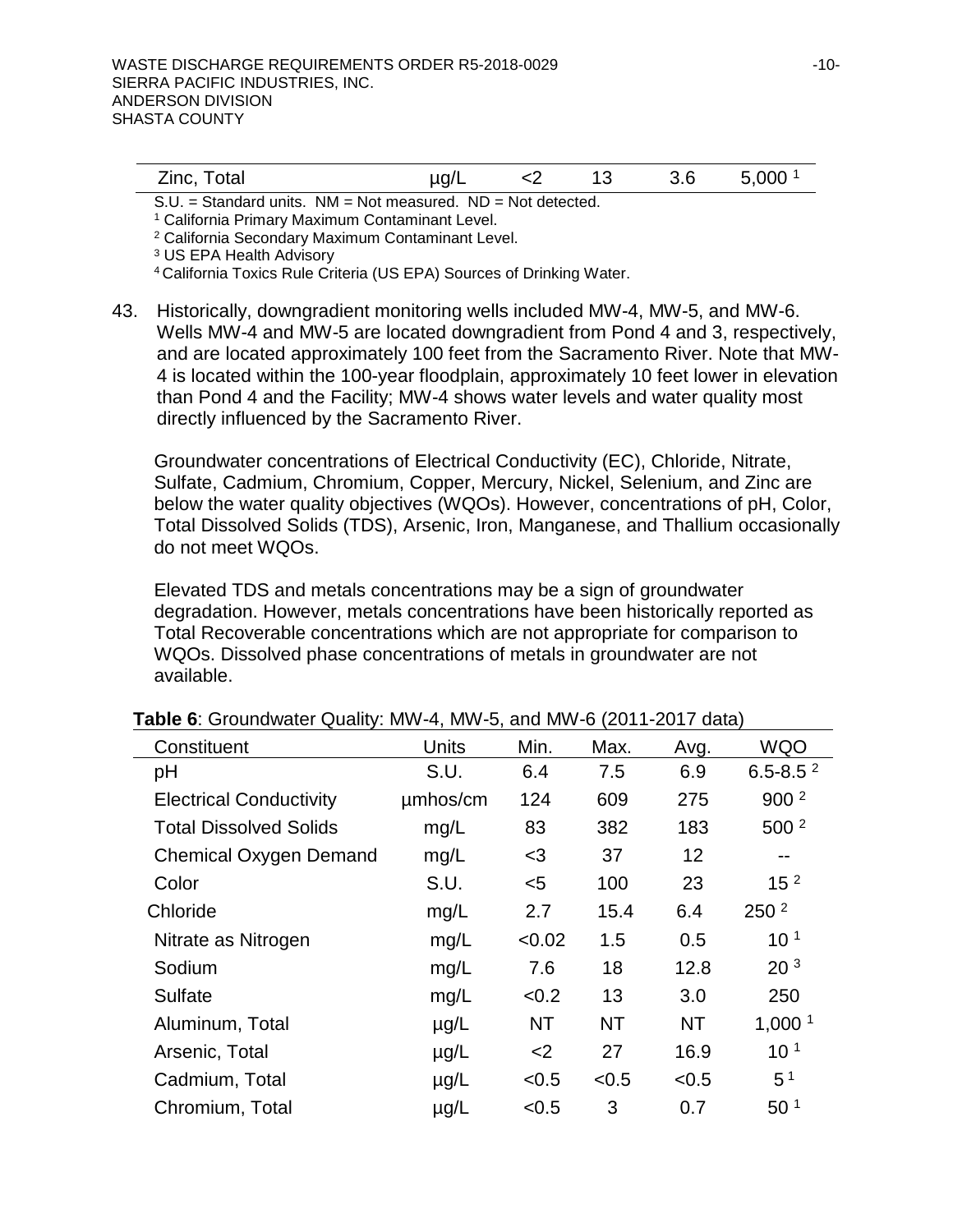| Zinc, Total | µg/L | <2 | 13 | 3.6 | 5,000 [1] |
|---|---|---|---|---|---|

S.U. = Standard units. NM = Not measured. ND = Not detected.

[1] California Primary Maximum Contaminant Level.

[2] California Secondary Maximum Contaminant Level.

[3] US EPA Health Advisory

[4] California Toxics Rule Criteria (US EPA) Sources of Drinking Water.

43. Historically, downgradient monitoring wells included MW-4, MW-5, and MW-6. Wells MW-4 and MW-5 are located downgradient from Pond 4 and 3, respectively, and are located approximately 100 feet from the Sacramento River. Note that MW-4 is located within the 100-year floodplain, approximately 10 feet lower in elevation than Pond 4 and the Facility; MW-4 shows water levels and water quality most directly influenced by the Sacramento River.

    Groundwater concentrations of Electrical Conductivity (EC), Chloride, Nitrate, Sulfate, Cadmium, Chromium, Copper, Mercury, Nickel, Selenium, and Zinc are below the water quality objectives (WQOs). However, concentrations of pH, Color, Total Dissolved Solids (TDS), Arsenic, Iron, Manganese, and Thallium occasionally do not meet WQOs.

    Elevated TDS and metals concentrations may be a sign of groundwater degradation. However, metals concentrations have been historically reported as Total Recoverable concentrations which are not appropriate for comparison to WQOs. Dissolved phase concentrations of metals in groundwater are not available.

**Table 6**: Groundwater Quality: MW-4, MW-5, and MW-6 (2011-2017 data)

| Constituent | Units | Min. | Max. | Avg. | WQO |
|---|---|---|---|---|---|
| pH | S.U. | 6.4 | 7.5 | 6.9 | 6.5-8.5 [2] |
| Electrical Conductivity | µmhos/cm | 124 | 609 | 275 | 900 [2] |
| Total Dissolved Solids | mg/L | 83 | 382 | 183 | 500 [2] |
| Chemical Oxygen Demand | mg/L | <3 | 37 | 12 | -- |
| Color | S.U. | <5 | 100 | 23 | 15 [2] |
| Chloride | mg/L | 2.7 | 15.4 | 6.4 | 250 [2] |
| Nitrate as Nitrogen | mg/L | <0.02 | 1.5 | 0.5 | 10 [1] |
| Sodium | mg/L | 7.6 | 18 | 12.8 | 20 [3] |
| Sulfate | mg/L | <0.2 | 13 | 3.0 | 250 |
| Aluminum, Total | µg/L | NT | NT | NT | 1,000 [1] |
| Arsenic, Total | µg/L | <2 | 27 | 16.9 | 10 [1] |
| Cadmium, Total | µg/L | <0.5 | <0.5 | <0.5 | 5 [1] |
| Chromium, Total | µg/L | <0.5 | 3 | 0.7 | 50 [1] |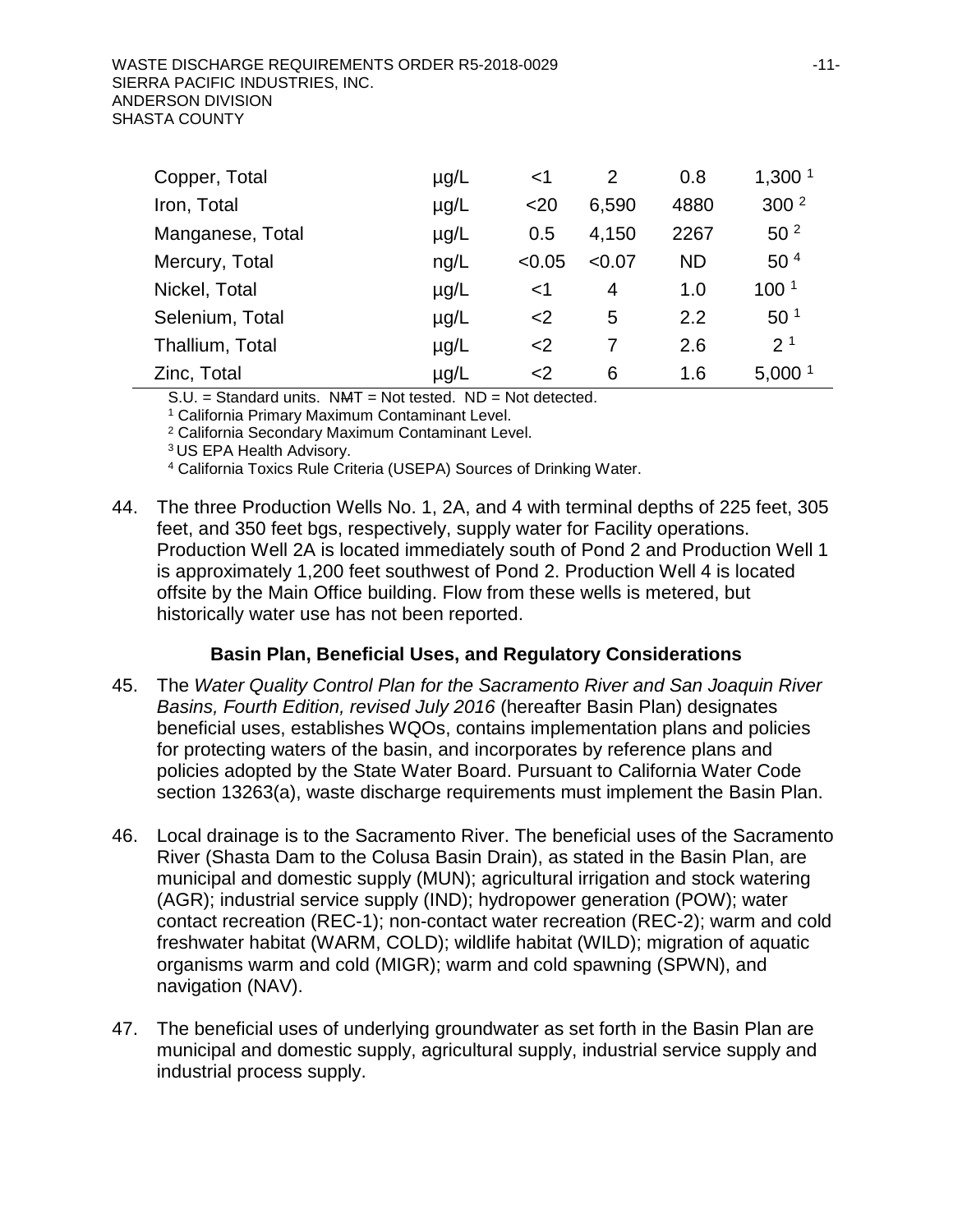| | | | | | |
|---|---|---|---|---|---|
| Copper, Total | µg/L | <1 | 2 | 0.8 | 1,300 [1] |
| Iron, Total | µg/L | <20 | 6,590 | 4880 | 300 [2] |
| Manganese, Total | µg/L | 0.5 | 4,150 | 2267 | 50 [2] |
| Mercury, Total | ng/L | <0.05 | <0.07 | ND | 50 [4] |
| Nickel, Total | µg/L | <1 | 4 | 1.0 | 100 [1] |
| Selenium, Total | µg/L | <2 | 5 | 2.2 | 50 [1] |
| Thallium, Total | µg/L | <2 | 7 | 2.6 | 2 [1] |
| Zinc, Total | µg/L | <2 | 6 | 1.6 | 5,000 [1] |

S.U. = Standard units. NMT = Not tested. ND = Not detected.

[1] California Primary Maximum Contaminant Level.

[2] California Secondary Maximum Contaminant Level.

[3] US EPA Health Advisory.

[4] California Toxics Rule Criteria (USEPA) Sources of Drinking Water.

44. The three Production Wells No. 1, 2A, and 4 with terminal depths of 225 feet, 305 feet, and 350 feet bgs, respectively, supply water for Facility operations. Production Well 2A is located immediately south of Pond 2 and Production Well 1 is approximately 1,200 feet southwest of Pond 2. Production Well 4 is located offsite by the Main Office building. Flow from these wells is metered, but historically water use has not been reported.

### Basin Plan, Beneficial Uses, and Regulatory Considerations

45. The *Water Quality Control Plan for the Sacramento River and San Joaquin River Basins, Fourth Edition, revised July 2016* (hereafter Basin Plan) designates beneficial uses, establishes WQOs, contains implementation plans and policies for protecting waters of the basin, and incorporates by reference plans and policies adopted by the State Water Board. Pursuant to California Water Code section 13263(a), waste discharge requirements must implement the Basin Plan.

46. Local drainage is to the Sacramento River. The beneficial uses of the Sacramento River (Shasta Dam to the Colusa Basin Drain), as stated in the Basin Plan, are municipal and domestic supply (MUN); agricultural irrigation and stock watering (AGR); industrial service supply (IND); hydropower generation (POW); water contact recreation (REC-1); non-contact water recreation (REC-2); warm and cold freshwater habitat (WARM, COLD); wildlife habitat (WILD); migration of aquatic organisms warm and cold (MIGR); warm and cold spawning (SPWN), and navigation (NAV).

47. The beneficial uses of underlying groundwater as set forth in the Basin Plan are municipal and domestic supply, agricultural supply, industrial service supply and industrial process supply.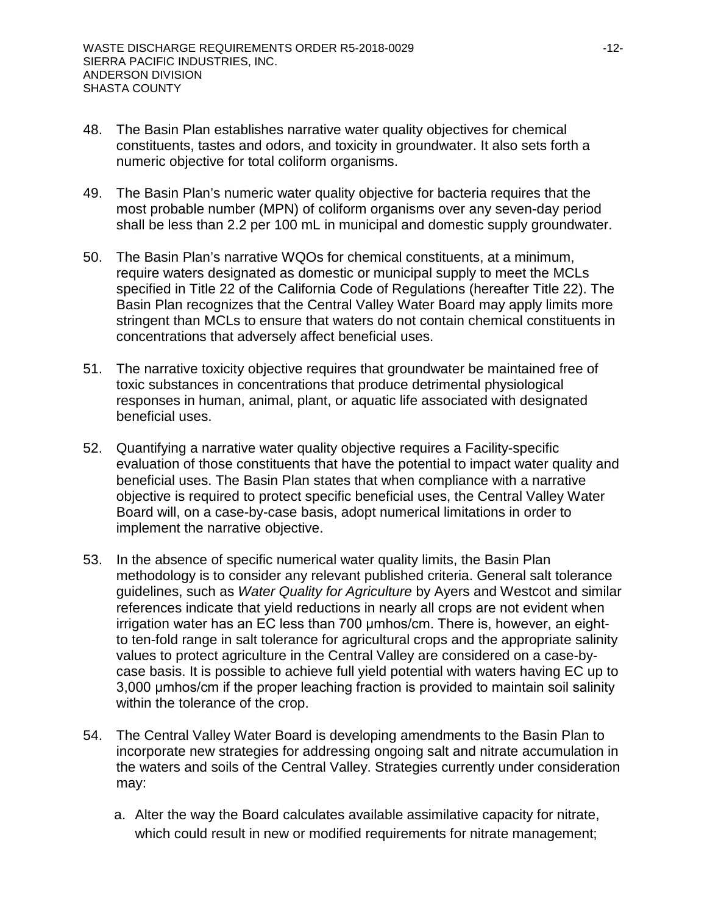48. The Basin Plan establishes narrative water quality objectives for chemical constituents, tastes and odors, and toxicity in groundwater. It also sets forth a numeric objective for total coliform organisms.

49. The Basin Plan's numeric water quality objective for bacteria requires that the most probable number (MPN) of coliform organisms over any seven-day period shall be less than 2.2 per 100 mL in municipal and domestic supply groundwater.

50. The Basin Plan's narrative WQOs for chemical constituents, at a minimum, require waters designated as domestic or municipal supply to meet the MCLs specified in Title 22 of the California Code of Regulations (hereafter Title 22). The Basin Plan recognizes that the Central Valley Water Board may apply limits more stringent than MCLs to ensure that waters do not contain chemical constituents in concentrations that adversely affect beneficial uses.

51. The narrative toxicity objective requires that groundwater be maintained free of toxic substances in concentrations that produce detrimental physiological responses in human, animal, plant, or aquatic life associated with designated beneficial uses.

52. Quantifying a narrative water quality objective requires a Facility-specific evaluation of those constituents that have the potential to impact water quality and beneficial uses. The Basin Plan states that when compliance with a narrative objective is required to protect specific beneficial uses, the Central Valley Water Board will, on a case-by-case basis, adopt numerical limitations in order to implement the narrative objective.

53. In the absence of specific numerical water quality limits, the Basin Plan methodology is to consider any relevant published criteria. General salt tolerance guidelines, such as *Water Quality for Agriculture* by Ayers and Westcot and similar references indicate that yield reductions in nearly all crops are not evident when irrigation water has an EC less than 700 µmhos/cm. There is, however, an eight- to ten-fold range in salt tolerance for agricultural crops and the appropriate salinity values to protect agriculture in the Central Valley are considered on a case-by-case basis. It is possible to achieve full yield potential with waters having EC up to 3,000 µmhos/cm if the proper leaching fraction is provided to maintain soil salinity within the tolerance of the crop.

54. The Central Valley Water Board is developing amendments to the Basin Plan to incorporate new strategies for addressing ongoing salt and nitrate accumulation in the waters and soils of the Central Valley. Strategies currently under consideration may:

   a. Alter the way the Board calculates available assimilative capacity for nitrate, which could result in new or modified requirements for nitrate management;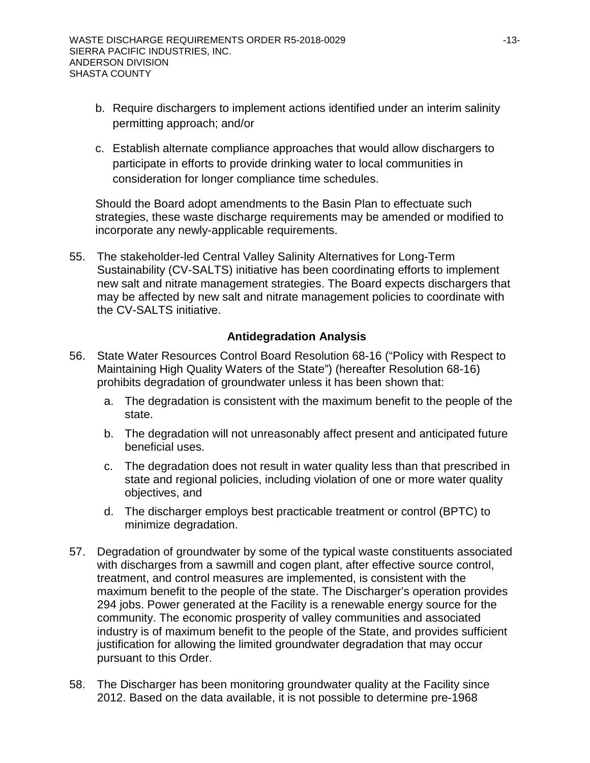b. Require dischargers to implement actions identified under an interim salinity permitting approach; and/or

c. Establish alternate compliance approaches that would allow dischargers to participate in efforts to provide drinking water to local communities in consideration for longer compliance time schedules.

Should the Board adopt amendments to the Basin Plan to effectuate such strategies, these waste discharge requirements may be amended or modified to incorporate any newly-applicable requirements.

55. The stakeholder-led Central Valley Salinity Alternatives for Long-Term Sustainability (CV-SALTS) initiative has been coordinating efforts to implement new salt and nitrate management strategies. The Board expects dischargers that may be affected by new salt and nitrate management policies to coordinate with the CV-SALTS initiative.

### Antidegradation Analysis

56. State Water Resources Control Board Resolution 68-16 ("Policy with Respect to Maintaining High Quality Waters of the State") (hereafter Resolution 68-16) prohibits degradation of groundwater unless it has been shown that:

    a. The degradation is consistent with the maximum benefit to the people of the state.

    b. The degradation will not unreasonably affect present and anticipated future beneficial uses.

    c. The degradation does not result in water quality less than that prescribed in state and regional policies, including violation of one or more water quality objectives, and

    d. The discharger employs best practicable treatment or control (BPTC) to minimize degradation.

57. Degradation of groundwater by some of the typical waste constituents associated with discharges from a sawmill and cogen plant, after effective source control, treatment, and control measures are implemented, is consistent with the maximum benefit to the people of the state. The Discharger's operation provides 294 jobs. Power generated at the Facility is a renewable energy source for the community. The economic prosperity of valley communities and associated industry is of maximum benefit to the people of the State, and provides sufficient justification for allowing the limited groundwater degradation that may occur pursuant to this Order.

58. The Discharger has been monitoring groundwater quality at the Facility since 2012. Based on the data available, it is not possible to determine pre-1968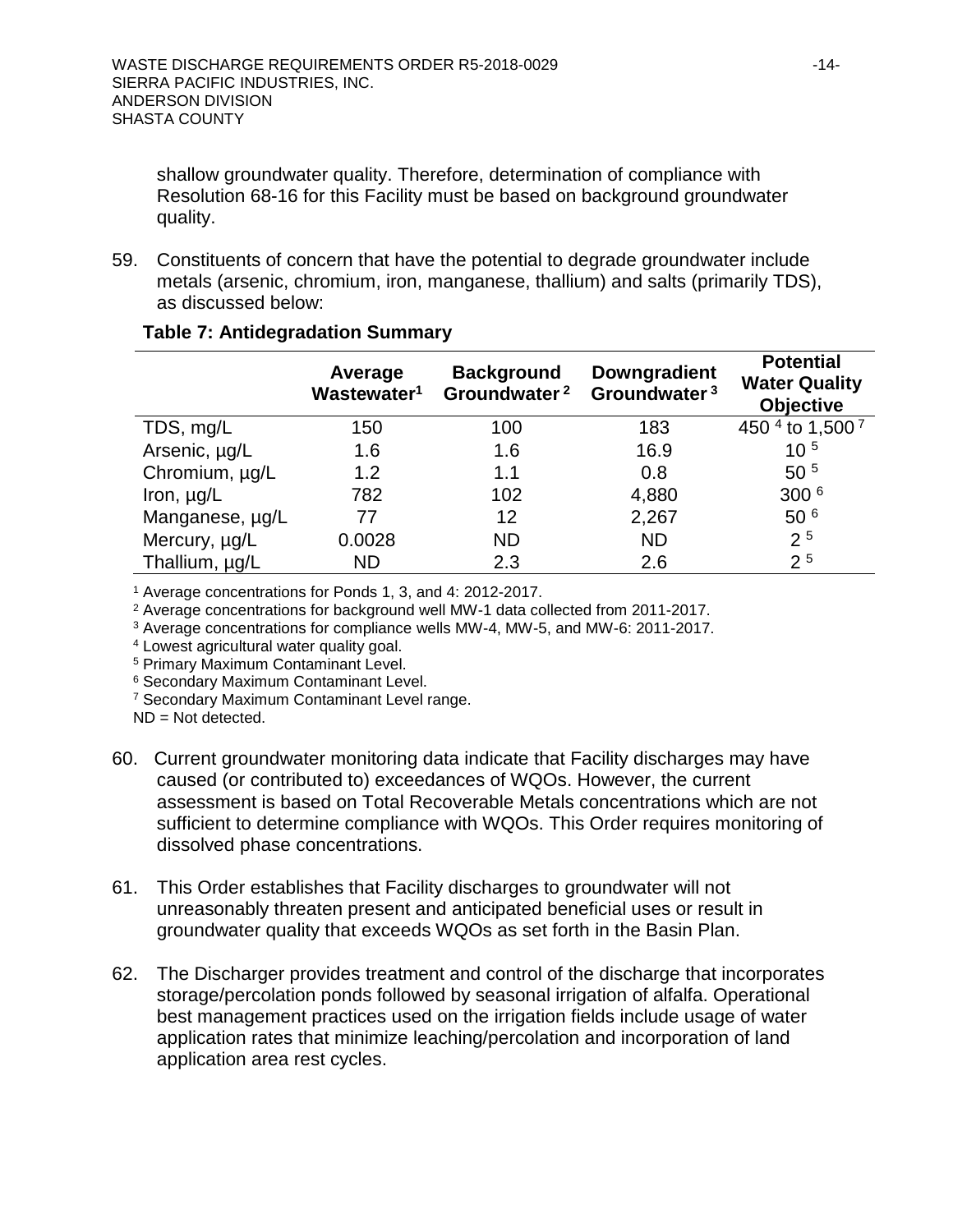shallow groundwater quality. Therefore, determination of compliance with Resolution 68-16 for this Facility must be based on background groundwater quality.

59. Constituents of concern that have the potential to degrade groundwater include metals (arsenic, chromium, iron, manganese, thallium) and salts (primarily TDS), as discussed below:

**Table 7: Antidegradation Summary**

| | Average Wastewater[1] | Background Groundwater[2] | Downgradient Groundwater[3] | Potential Water Quality Objective |
|---|---|---|---|---|
| TDS, mg/L | 150 | 100 | 183 | 450 [4] to 1,500 [7] |
| Arsenic, µg/L | 1.6 | 1.6 | 16.9 | 10 [5] |
| Chromium, µg/L | 1.2 | 1.1 | 0.8 | 50 [5] |
| Iron, µg/L | 782 | 102 | 4,880 | 300 [6] |
| Manganese, µg/L | 77 | 12 | 2,267 | 50 [6] |
| Mercury, µg/L | 0.0028 | ND | ND | 2 [5] |
| Thallium, µg/L | ND | 2.3 | 2.6 | 2 [5] |

[1] Average concentrations for Ponds 1, 3, and 4: 2012-2017.
[2] Average concentrations for background well MW-1 data collected from 2011-2017.
[3] Average concentrations for compliance wells MW-4, MW-5, and MW-6: 2011-2017.
[4] Lowest agricultural water quality goal.
[5] Primary Maximum Contaminant Level.
[6] Secondary Maximum Contaminant Level.
[7] Secondary Maximum Contaminant Level range.
ND = Not detected.

60. Current groundwater monitoring data indicate that Facility discharges may have caused (or contributed to) exceedances of WQOs. However, the current assessment is based on Total Recoverable Metals concentrations which are not sufficient to determine compliance with WQOs. This Order requires monitoring of dissolved phase concentrations.

61. This Order establishes that Facility discharges to groundwater will not unreasonably threaten present and anticipated beneficial uses or result in groundwater quality that exceeds WQOs as set forth in the Basin Plan.

62. The Discharger provides treatment and control of the discharge that incorporates storage/percolation ponds followed by seasonal irrigation of alfalfa. Operational best management practices used on the irrigation fields include usage of water application rates that minimize leaching/percolation and incorporation of land application area rest cycles.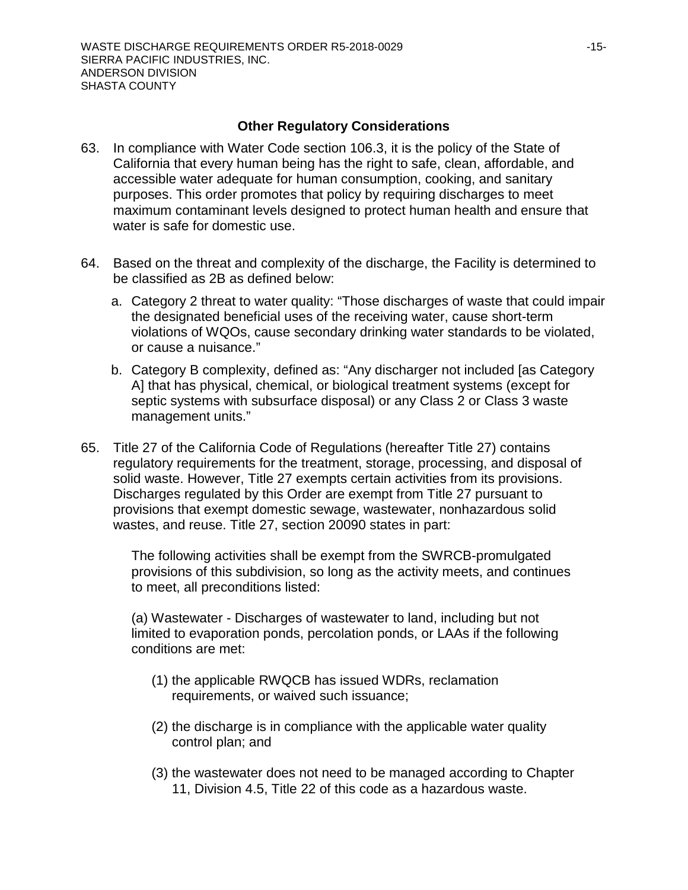## Other Regulatory Considerations

63. In compliance with Water Code section 106.3, it is the policy of the State of California that every human being has the right to safe, clean, affordable, and accessible water adequate for human consumption, cooking, and sanitary purposes. This order promotes that policy by requiring discharges to meet maximum contaminant levels designed to protect human health and ensure that water is safe for domestic use.

64. Based on the threat and complexity of the discharge, the Facility is determined to be classified as 2B as defined below:

    a. Category 2 threat to water quality: "Those discharges of waste that could impair the designated beneficial uses of the receiving water, cause short-term violations of WQOs, cause secondary drinking water standards to be violated, or cause a nuisance."

    b. Category B complexity, defined as: "Any discharger not included [as Category A] that has physical, chemical, or biological treatment systems (except for septic systems with subsurface disposal) or any Class 2 or Class 3 waste management units."

65. Title 27 of the California Code of Regulations (hereafter Title 27) contains regulatory requirements for the treatment, storage, processing, and disposal of solid waste. However, Title 27 exempts certain activities from its provisions. Discharges regulated by this Order are exempt from Title 27 pursuant to provisions that exempt domestic sewage, wastewater, nonhazardous solid wastes, and reuse. Title 27, section 20090 states in part:

    The following activities shall be exempt from the SWRCB-promulgated provisions of this subdivision, so long as the activity meets, and continues to meet, all preconditions listed:

    (a) Wastewater - Discharges of wastewater to land, including but not limited to evaporation ponds, percolation ponds, or LAAs if the following conditions are met:

    (1) the applicable RWQCB has issued WDRs, reclamation requirements, or waived such issuance;

    (2) the discharge is in compliance with the applicable water quality control plan; and

    (3) the wastewater does not need to be managed according to Chapter 11, Division 4.5, Title 22 of this code as a hazardous waste.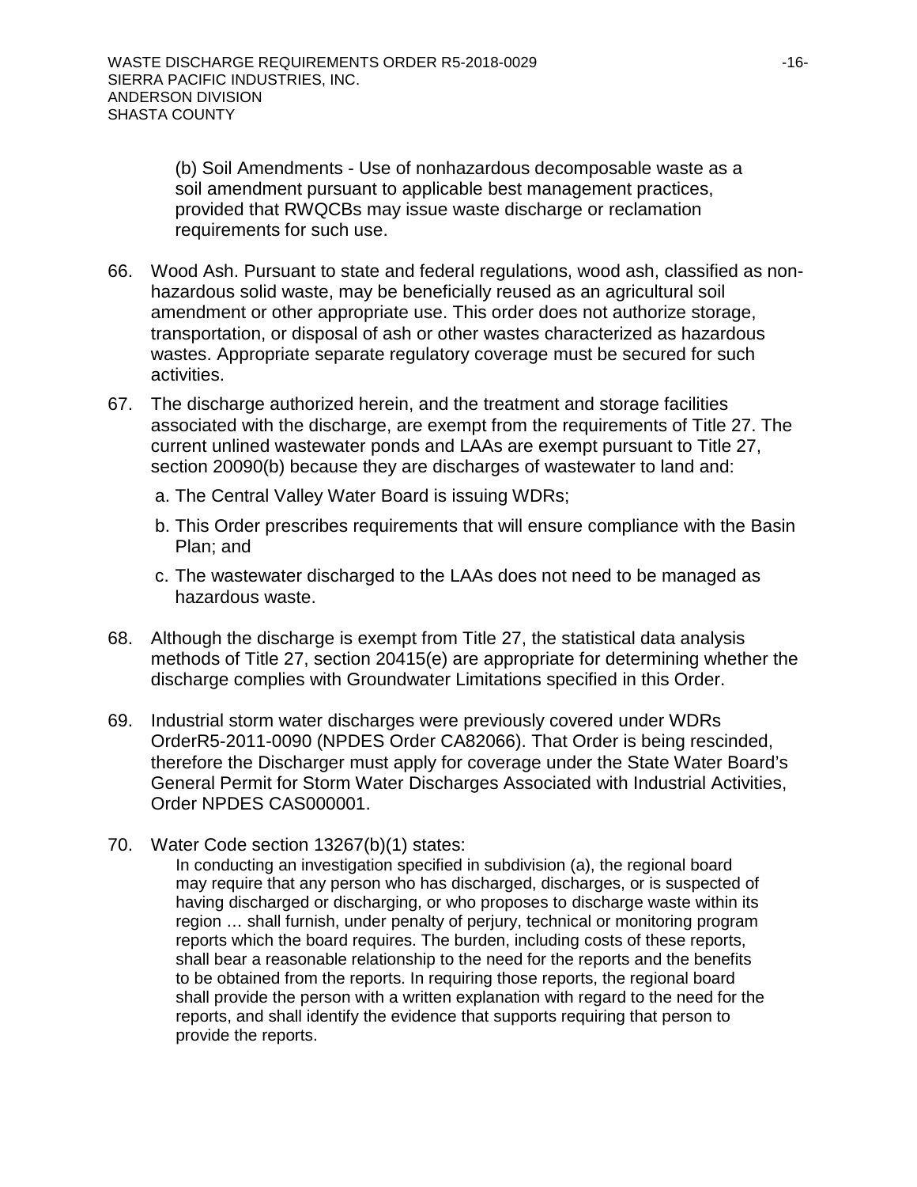(b) Soil Amendments - Use of nonhazardous decomposable waste as a soil amendment pursuant to applicable best management practices, provided that RWQCBs may issue waste discharge or reclamation requirements for such use.

66. Wood Ash. Pursuant to state and federal regulations, wood ash, classified as non-hazardous solid waste, may be beneficially reused as an agricultural soil amendment or other appropriate use. This order does not authorize storage, transportation, or disposal of ash or other wastes characterized as hazardous wastes. Appropriate separate regulatory coverage must be secured for such activities.

67. The discharge authorized herein, and the treatment and storage facilities associated with the discharge, are exempt from the requirements of Title 27. The current unlined wastewater ponds and LAAs are exempt pursuant to Title 27, section 20090(b) because they are discharges of wastewater to land and:

    a. The Central Valley Water Board is issuing WDRs;

    b. This Order prescribes requirements that will ensure compliance with the Basin Plan; and

    c. The wastewater discharged to the LAAs does not need to be managed as hazardous waste.

68. Although the discharge is exempt from Title 27, the statistical data analysis methods of Title 27, section 20415(e) are appropriate for determining whether the discharge complies with Groundwater Limitations specified in this Order.

69. Industrial storm water discharges were previously covered under WDRs OrderR5-2011-0090 (NPDES Order CA82066). That Order is being rescinded, therefore the Discharger must apply for coverage under the State Water Board's General Permit for Storm Water Discharges Associated with Industrial Activities, Order NPDES CAS000001.

70. Water Code section 13267(b)(1) states:

    In conducting an investigation specified in subdivision (a), the regional board may require that any person who has discharged, discharges, or is suspected of having discharged or discharging, or who proposes to discharge waste within its region … shall furnish, under penalty of perjury, technical or monitoring program reports which the board requires. The burden, including costs of these reports, shall bear a reasonable relationship to the need for the reports and the benefits to be obtained from the reports. In requiring those reports, the regional board shall provide the person with a written explanation with regard to the need for the reports, and shall identify the evidence that supports requiring that person to provide the reports.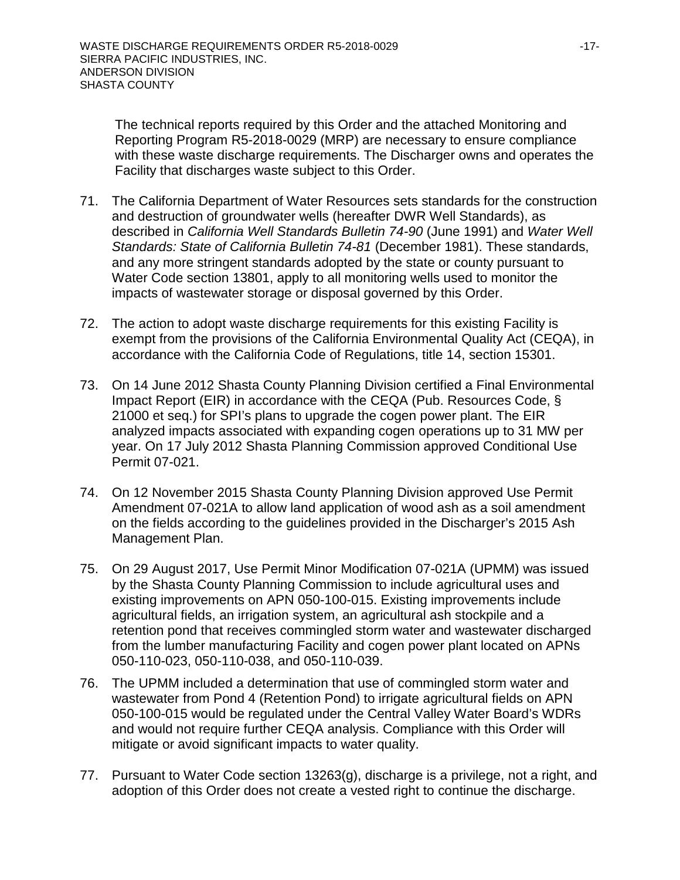The technical reports required by this Order and the attached Monitoring and Reporting Program R5-2018-0029 (MRP) are necessary to ensure compliance with these waste discharge requirements. The Discharger owns and operates the Facility that discharges waste subject to this Order.

71. The California Department of Water Resources sets standards for the construction and destruction of groundwater wells (hereafter DWR Well Standards), as described in *California Well Standards Bulletin 74-90* (June 1991) and *Water Well Standards: State of California Bulletin 74-81* (December 1981). These standards, and any more stringent standards adopted by the state or county pursuant to Water Code section 13801, apply to all monitoring wells used to monitor the impacts of wastewater storage or disposal governed by this Order.

72. The action to adopt waste discharge requirements for this existing Facility is exempt from the provisions of the California Environmental Quality Act (CEQA), in accordance with the California Code of Regulations, title 14, section 15301.

73. On 14 June 2012 Shasta County Planning Division certified a Final Environmental Impact Report (EIR) in accordance with the CEQA (Pub. Resources Code, § 21000 et seq.) for SPI's plans to upgrade the cogen power plant. The EIR analyzed impacts associated with expanding cogen operations up to 31 MW per year. On 17 July 2012 Shasta Planning Commission approved Conditional Use Permit 07-021.

74. On 12 November 2015 Shasta County Planning Division approved Use Permit Amendment 07-021A to allow land application of wood ash as a soil amendment on the fields according to the guidelines provided in the Discharger's 2015 Ash Management Plan.

75. On 29 August 2017, Use Permit Minor Modification 07-021A (UPMM) was issued by the Shasta County Planning Commission to include agricultural uses and existing improvements on APN 050-100-015. Existing improvements include agricultural fields, an irrigation system, an agricultural ash stockpile and a retention pond that receives commingled storm water and wastewater discharged from the lumber manufacturing Facility and cogen power plant located on APNs 050-110-023, 050-110-038, and 050-110-039.

76. The UPMM included a determination that use of commingled storm water and wastewater from Pond 4 (Retention Pond) to irrigate agricultural fields on APN 050-100-015 would be regulated under the Central Valley Water Board's WDRs and would not require further CEQA analysis. Compliance with this Order will mitigate or avoid significant impacts to water quality.

77. Pursuant to Water Code section 13263(g), discharge is a privilege, not a right, and adoption of this Order does not create a vested right to continue the discharge.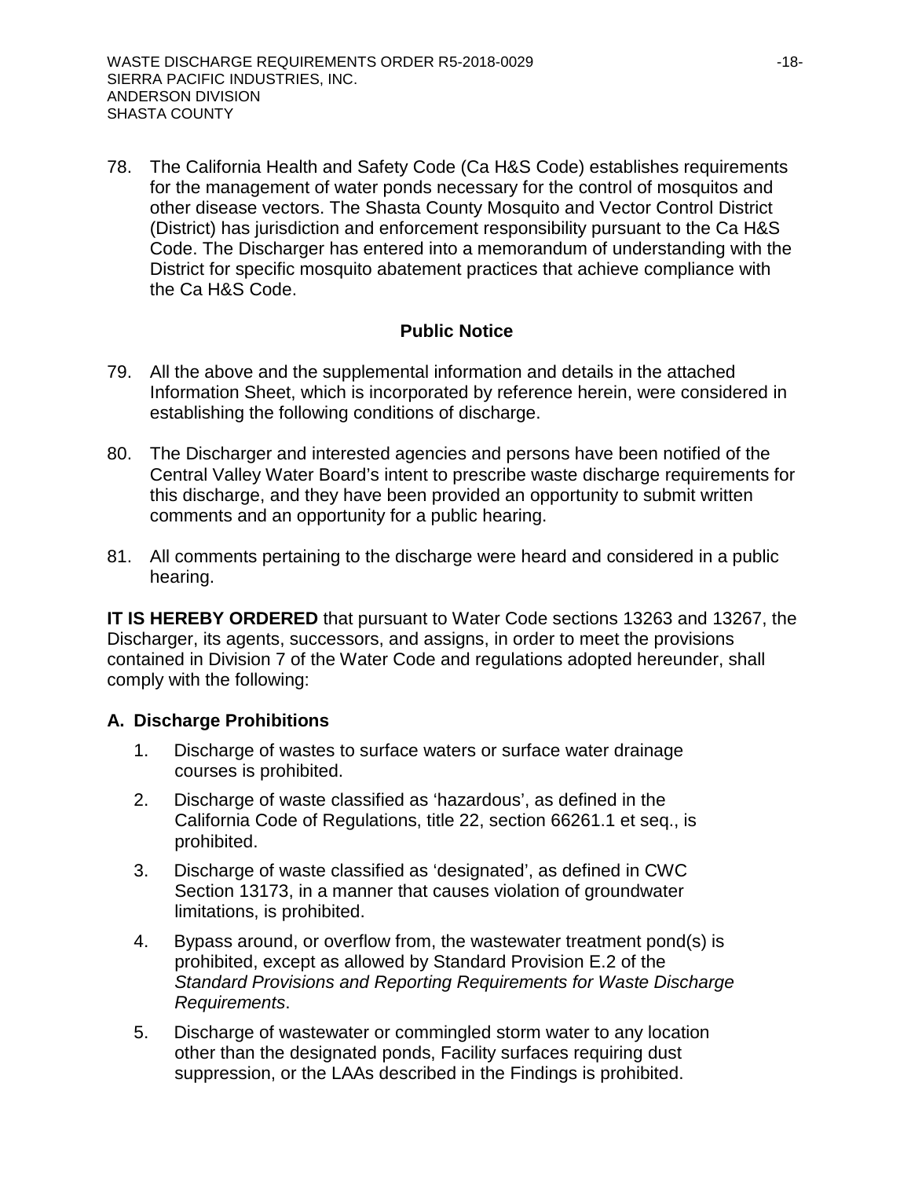78. The California Health and Safety Code (Ca H&S Code) establishes requirements for the management of water ponds necessary for the control of mosquitos and other disease vectors. The Shasta County Mosquito and Vector Control District (District) has jurisdiction and enforcement responsibility pursuant to the Ca H&S Code. The Discharger has entered into a memorandum of understanding with the District for specific mosquito abatement practices that achieve compliance with the Ca H&S Code.

## Public Notice

79. All the above and the supplemental information and details in the attached Information Sheet, which is incorporated by reference herein, were considered in establishing the following conditions of discharge.

80. The Discharger and interested agencies and persons have been notified of the Central Valley Water Board's intent to prescribe waste discharge requirements for this discharge, and they have been provided an opportunity to submit written comments and an opportunity for a public hearing.

81. All comments pertaining to the discharge were heard and considered in a public hearing.

**IT IS HEREBY ORDERED** that pursuant to Water Code sections 13263 and 13267, the Discharger, its agents, successors, and assigns, in order to meet the provisions contained in Division 7 of the Water Code and regulations adopted hereunder, shall comply with the following:

### A. Discharge Prohibitions

1. Discharge of wastes to surface waters or surface water drainage courses is prohibited.
2. Discharge of waste classified as 'hazardous', as defined in the California Code of Regulations, title 22, section 66261.1 et seq., is prohibited.
3. Discharge of waste classified as 'designated', as defined in CWC Section 13173, in a manner that causes violation of groundwater limitations, is prohibited.
4. Bypass around, or overflow from, the wastewater treatment pond(s) is prohibited, except as allowed by Standard Provision E.2 of the *Standard Provisions and Reporting Requirements for Waste Discharge Requirements*.
5. Discharge of wastewater or commingled storm water to any location other than the designated ponds, Facility surfaces requiring dust suppression, or the LAAs described in the Findings is prohibited.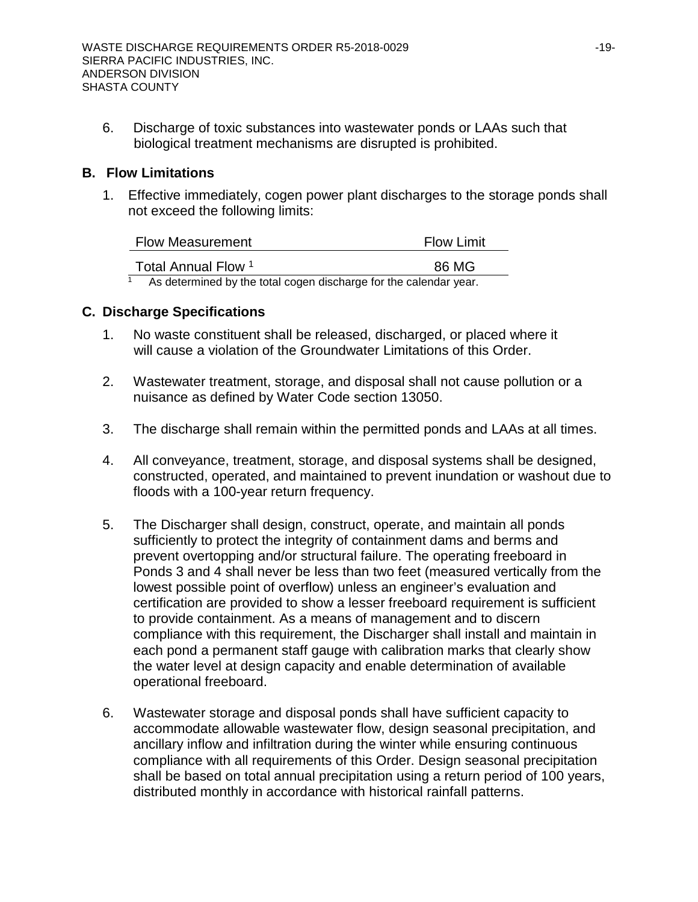6. Discharge of toxic substances into wastewater ponds or LAAs such that biological treatment mechanisms are disrupted is prohibited.

## B. Flow Limitations

1. Effective immediately, cogen power plant discharges to the storage ponds shall not exceed the following limits:

| Flow Measurement | Flow Limit |
|---|---|
| Total Annual Flow [1] | 86 MG |

[1] As determined by the total cogen discharge for the calendar year.

## C. Discharge Specifications

1. No waste constituent shall be released, discharged, or placed where it will cause a violation of the Groundwater Limitations of this Order.

2. Wastewater treatment, storage, and disposal shall not cause pollution or a nuisance as defined by Water Code section 13050.

3. The discharge shall remain within the permitted ponds and LAAs at all times.

4. All conveyance, treatment, storage, and disposal systems shall be designed, constructed, operated, and maintained to prevent inundation or washout due to floods with a 100-year return frequency.

5. The Discharger shall design, construct, operate, and maintain all ponds sufficiently to protect the integrity of containment dams and berms and prevent overtopping and/or structural failure. The operating freeboard in Ponds 3 and 4 shall never be less than two feet (measured vertically from the lowest possible point of overflow) unless an engineer's evaluation and certification are provided to show a lesser freeboard requirement is sufficient to provide containment. As a means of management and to discern compliance with this requirement, the Discharger shall install and maintain in each pond a permanent staff gauge with calibration marks that clearly show the water level at design capacity and enable determination of available operational freeboard.

6. Wastewater storage and disposal ponds shall have sufficient capacity to accommodate allowable wastewater flow, design seasonal precipitation, and ancillary inflow and infiltration during the winter while ensuring continuous compliance with all requirements of this Order. Design seasonal precipitation shall be based on total annual precipitation using a return period of 100 years, distributed monthly in accordance with historical rainfall patterns.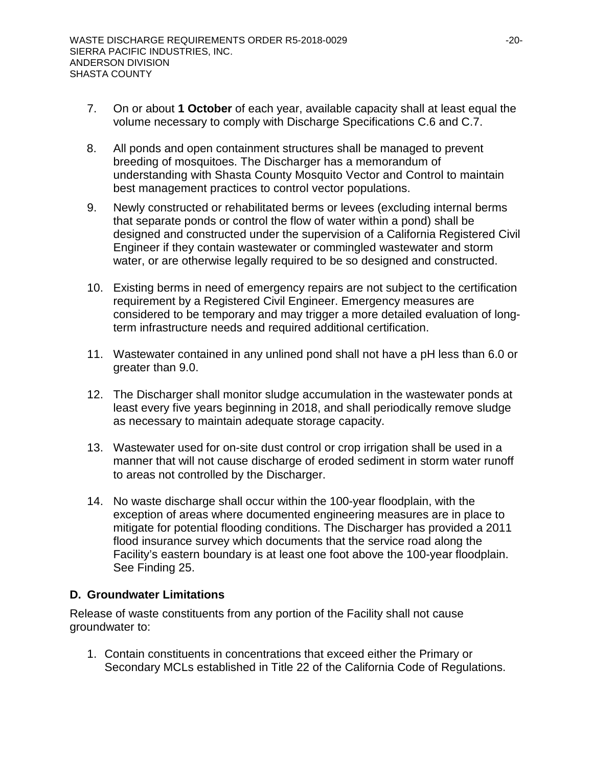7. On or about **1 October** of each year, available capacity shall at least equal the volume necessary to comply with Discharge Specifications C.6 and C.7.

8. All ponds and open containment structures shall be managed to prevent breeding of mosquitoes. The Discharger has a memorandum of understanding with Shasta County Mosquito Vector and Control to maintain best management practices to control vector populations.

9. Newly constructed or rehabilitated berms or levees (excluding internal berms that separate ponds or control the flow of water within a pond) shall be designed and constructed under the supervision of a California Registered Civil Engineer if they contain wastewater or commingled wastewater and storm water, or are otherwise legally required to be so designed and constructed.

10. Existing berms in need of emergency repairs are not subject to the certification requirement by a Registered Civil Engineer. Emergency measures are considered to be temporary and may trigger a more detailed evaluation of long-term infrastructure needs and required additional certification.

11. Wastewater contained in any unlined pond shall not have a pH less than 6.0 or greater than 9.0.

12. The Discharger shall monitor sludge accumulation in the wastewater ponds at least every five years beginning in 2018, and shall periodically remove sludge as necessary to maintain adequate storage capacity.

13. Wastewater used for on-site dust control or crop irrigation shall be used in a manner that will not cause discharge of eroded sediment in storm water runoff to areas not controlled by the Discharger.

14. No waste discharge shall occur within the 100-year floodplain, with the exception of areas where documented engineering measures are in place to mitigate for potential flooding conditions. The Discharger has provided a 2011 flood insurance survey which documents that the service road along the Facility's eastern boundary is at least one foot above the 100-year floodplain. See Finding 25.

## D. Groundwater Limitations

Release of waste constituents from any portion of the Facility shall not cause groundwater to:

1. Contain constituents in concentrations that exceed either the Primary or Secondary MCLs established in Title 22 of the California Code of Regulations.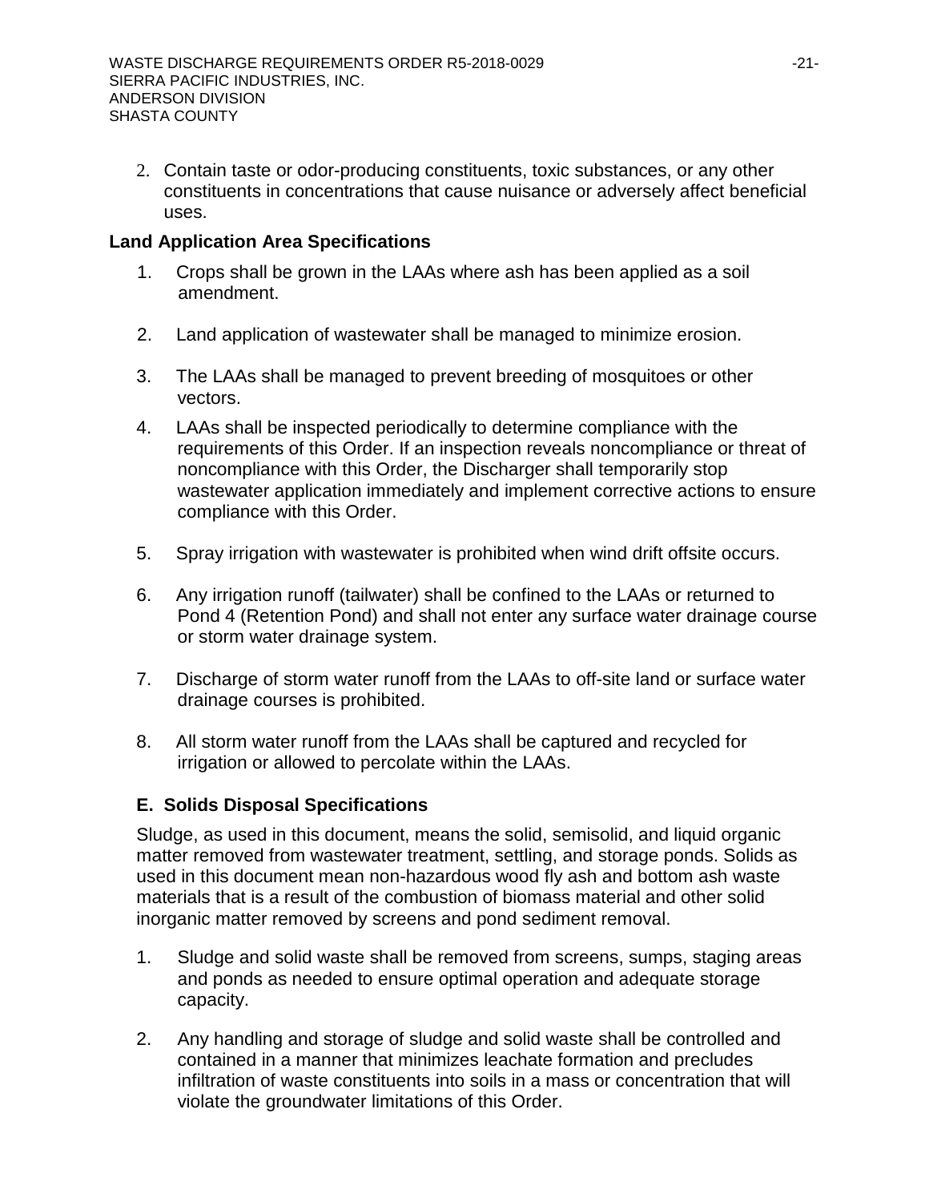2. Contain taste or odor-producing constituents, toxic substances, or any other constituents in concentrations that cause nuisance or adversely affect beneficial uses.

**Land Application Area Specifications**

1. Crops shall be grown in the LAAs where ash has been applied as a soil amendment.
2. Land application of wastewater shall be managed to minimize erosion.
3. The LAAs shall be managed to prevent breeding of mosquitoes or other vectors.
4. LAAs shall be inspected periodically to determine compliance with the requirements of this Order. If an inspection reveals noncompliance or threat of noncompliance with this Order, the Discharger shall temporarily stop wastewater application immediately and implement corrective actions to ensure compliance with this Order.
5. Spray irrigation with wastewater is prohibited when wind drift offsite occurs.
6. Any irrigation runoff (tailwater) shall be confined to the LAAs or returned to Pond 4 (Retention Pond) and shall not enter any surface water drainage course or storm water drainage system.
7. Discharge of storm water runoff from the LAAs to off-site land or surface water drainage courses is prohibited.
8. All storm water runoff from the LAAs shall be captured and recycled for irrigation or allowed to percolate within the LAAs.

## E. Solids Disposal Specifications

Sludge, as used in this document, means the solid, semisolid, and liquid organic matter removed from wastewater treatment, settling, and storage ponds. Solids as used in this document mean non-hazardous wood fly ash and bottom ash waste materials that is a result of the combustion of biomass material and other solid inorganic matter removed by screens and pond sediment removal.

1. Sludge and solid waste shall be removed from screens, sumps, staging areas and ponds as needed to ensure optimal operation and adequate storage capacity.
2. Any handling and storage of sludge and solid waste shall be controlled and contained in a manner that minimizes leachate formation and precludes infiltration of waste constituents into soils in a mass or concentration that will violate the groundwater limitations of this Order.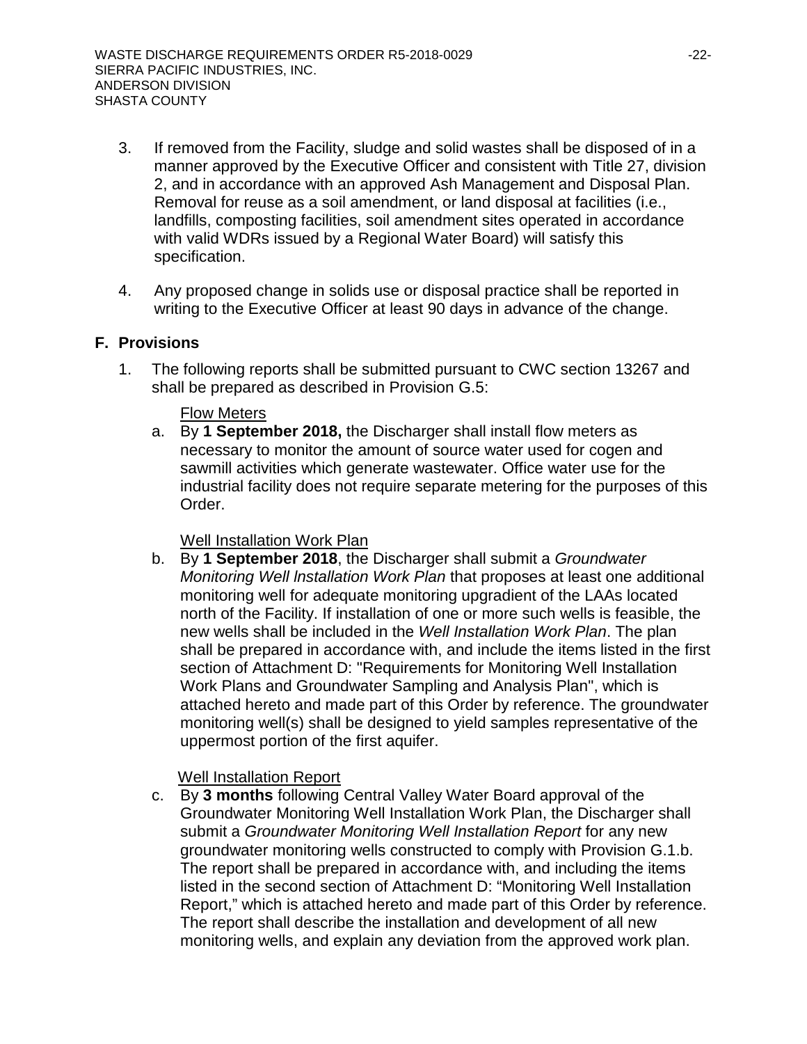3. If removed from the Facility, sludge and solid wastes shall be disposed of in a manner approved by the Executive Officer and consistent with Title 27, division 2, and in accordance with an approved Ash Management and Disposal Plan. Removal for reuse as a soil amendment, or land disposal at facilities (i.e., landfills, composting facilities, soil amendment sites operated in accordance with valid WDRs issued by a Regional Water Board) will satisfy this specification.

4. Any proposed change in solids use or disposal practice shall be reported in writing to the Executive Officer at least 90 days in advance of the change.

## F. Provisions

1. The following reports shall be submitted pursuant to CWC section 13267 and shall be prepared as described in Provision G.5:

   Flow Meters

   a. By **1 September 2018,** the Discharger shall install flow meters as necessary to monitor the amount of source water used for cogen and sawmill activities which generate wastewater. Office water use for the industrial facility does not require separate metering for the purposes of this Order.

   Well Installation Work Plan

   b. By **1 September 2018**, the Discharger shall submit a *Groundwater Monitoring Well Installation Work Plan* that proposes at least one additional monitoring well for adequate monitoring upgradient of the LAAs located north of the Facility. If installation of one or more such wells is feasible, the new wells shall be included in the *Well Installation Work Plan*. The plan shall be prepared in accordance with, and include the items listed in the first section of Attachment D: "Requirements for Monitoring Well Installation Work Plans and Groundwater Sampling and Analysis Plan", which is attached hereto and made part of this Order by reference. The groundwater monitoring well(s) shall be designed to yield samples representative of the uppermost portion of the first aquifer.

   Well Installation Report

   c. By **3 months** following Central Valley Water Board approval of the Groundwater Monitoring Well Installation Work Plan, the Discharger shall submit a *Groundwater Monitoring Well Installation Report* for any new groundwater monitoring wells constructed to comply with Provision G.1.b. The report shall be prepared in accordance with, and including the items listed in the second section of Attachment D: "Monitoring Well Installation Report," which is attached hereto and made part of this Order by reference. The report shall describe the installation and development of all new monitoring wells, and explain any deviation from the approved work plan.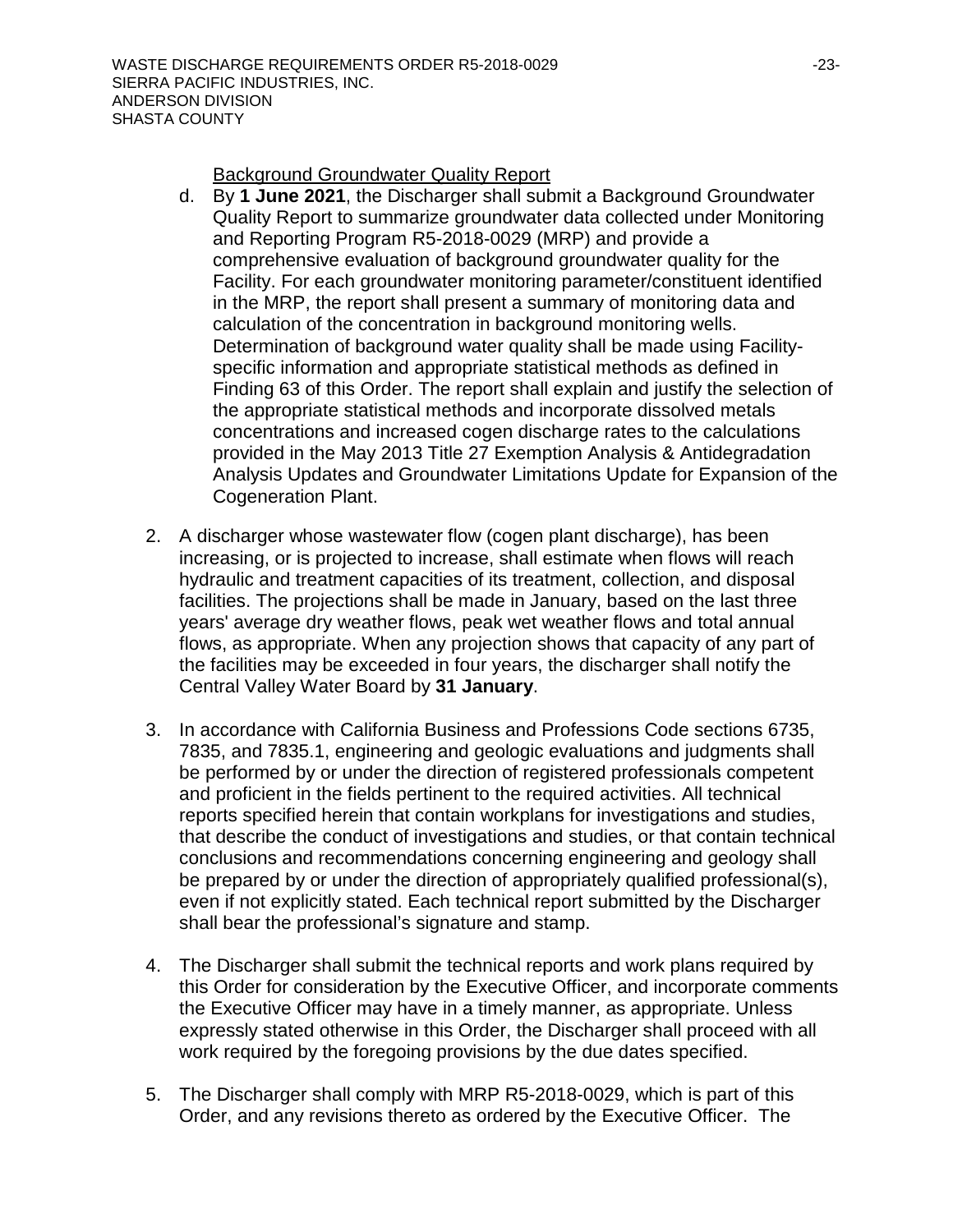Background Groundwater Quality Report

d. By **1 June 2021**, the Discharger shall submit a Background Groundwater Quality Report to summarize groundwater data collected under Monitoring and Reporting Program R5-2018-0029 (MRP) and provide a comprehensive evaluation of background groundwater quality for the Facility. For each groundwater monitoring parameter/constituent identified in the MRP, the report shall present a summary of monitoring data and calculation of the concentration in background monitoring wells. Determination of background water quality shall be made using Facility-specific information and appropriate statistical methods as defined in Finding 63 of this Order. The report shall explain and justify the selection of the appropriate statistical methods and incorporate dissolved metals concentrations and increased cogen discharge rates to the calculations provided in the May 2013 Title 27 Exemption Analysis & Antidegradation Analysis Updates and Groundwater Limitations Update for Expansion of the Cogeneration Plant.

2. A discharger whose wastewater flow (cogen plant discharge), has been increasing, or is projected to increase, shall estimate when flows will reach hydraulic and treatment capacities of its treatment, collection, and disposal facilities. The projections shall be made in January, based on the last three years' average dry weather flows, peak wet weather flows and total annual flows, as appropriate. When any projection shows that capacity of any part of the facilities may be exceeded in four years, the discharger shall notify the Central Valley Water Board by **31 January**.

3. In accordance with California Business and Professions Code sections 6735, 7835, and 7835.1, engineering and geologic evaluations and judgments shall be performed by or under the direction of registered professionals competent and proficient in the fields pertinent to the required activities. All technical reports specified herein that contain workplans for investigations and studies, that describe the conduct of investigations and studies, or that contain technical conclusions and recommendations concerning engineering and geology shall be prepared by or under the direction of appropriately qualified professional(s), even if not explicitly stated. Each technical report submitted by the Discharger shall bear the professional's signature and stamp.

4. The Discharger shall submit the technical reports and work plans required by this Order for consideration by the Executive Officer, and incorporate comments the Executive Officer may have in a timely manner, as appropriate. Unless expressly stated otherwise in this Order, the Discharger shall proceed with all work required by the foregoing provisions by the due dates specified.

5. The Discharger shall comply with MRP R5-2018-0029, which is part of this Order, and any revisions thereto as ordered by the Executive Officer. The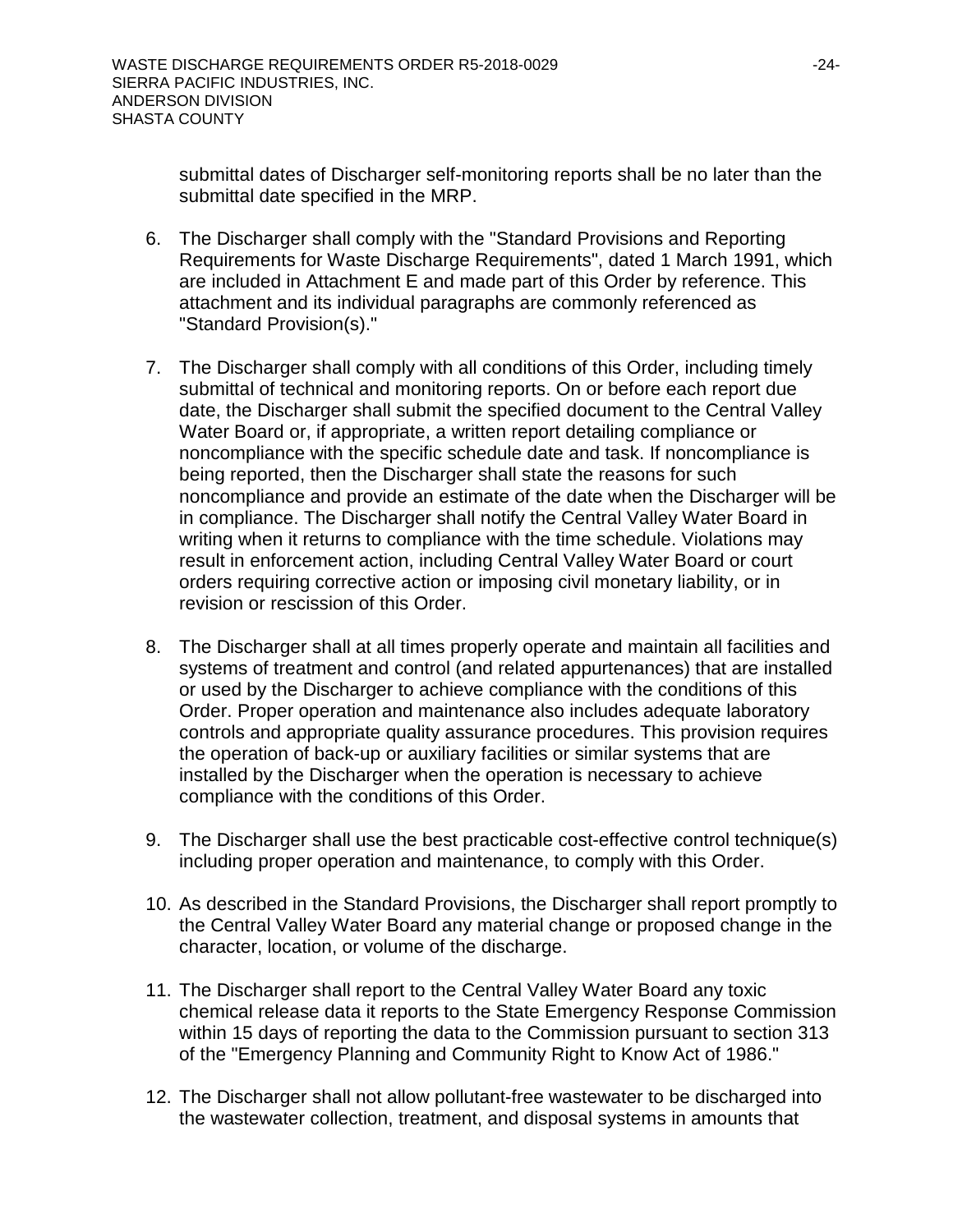submittal dates of Discharger self-monitoring reports shall be no later than the submittal date specified in the MRP.

6. The Discharger shall comply with the "Standard Provisions and Reporting Requirements for Waste Discharge Requirements", dated 1 March 1991, which are included in Attachment E and made part of this Order by reference. This attachment and its individual paragraphs are commonly referenced as "Standard Provision(s)."

7. The Discharger shall comply with all conditions of this Order, including timely submittal of technical and monitoring reports. On or before each report due date, the Discharger shall submit the specified document to the Central Valley Water Board or, if appropriate, a written report detailing compliance or noncompliance with the specific schedule date and task. If noncompliance is being reported, then the Discharger shall state the reasons for such noncompliance and provide an estimate of the date when the Discharger will be in compliance. The Discharger shall notify the Central Valley Water Board in writing when it returns to compliance with the time schedule. Violations may result in enforcement action, including Central Valley Water Board or court orders requiring corrective action or imposing civil monetary liability, or in revision or rescission of this Order.

8. The Discharger shall at all times properly operate and maintain all facilities and systems of treatment and control (and related appurtenances) that are installed or used by the Discharger to achieve compliance with the conditions of this Order. Proper operation and maintenance also includes adequate laboratory controls and appropriate quality assurance procedures. This provision requires the operation of back-up or auxiliary facilities or similar systems that are installed by the Discharger when the operation is necessary to achieve compliance with the conditions of this Order.

9. The Discharger shall use the best practicable cost-effective control technique(s) including proper operation and maintenance, to comply with this Order.

10. As described in the Standard Provisions, the Discharger shall report promptly to the Central Valley Water Board any material change or proposed change in the character, location, or volume of the discharge.

11. The Discharger shall report to the Central Valley Water Board any toxic chemical release data it reports to the State Emergency Response Commission within 15 days of reporting the data to the Commission pursuant to section 313 of the "Emergency Planning and Community Right to Know Act of 1986."

12. The Discharger shall not allow pollutant-free wastewater to be discharged into the wastewater collection, treatment, and disposal systems in amounts that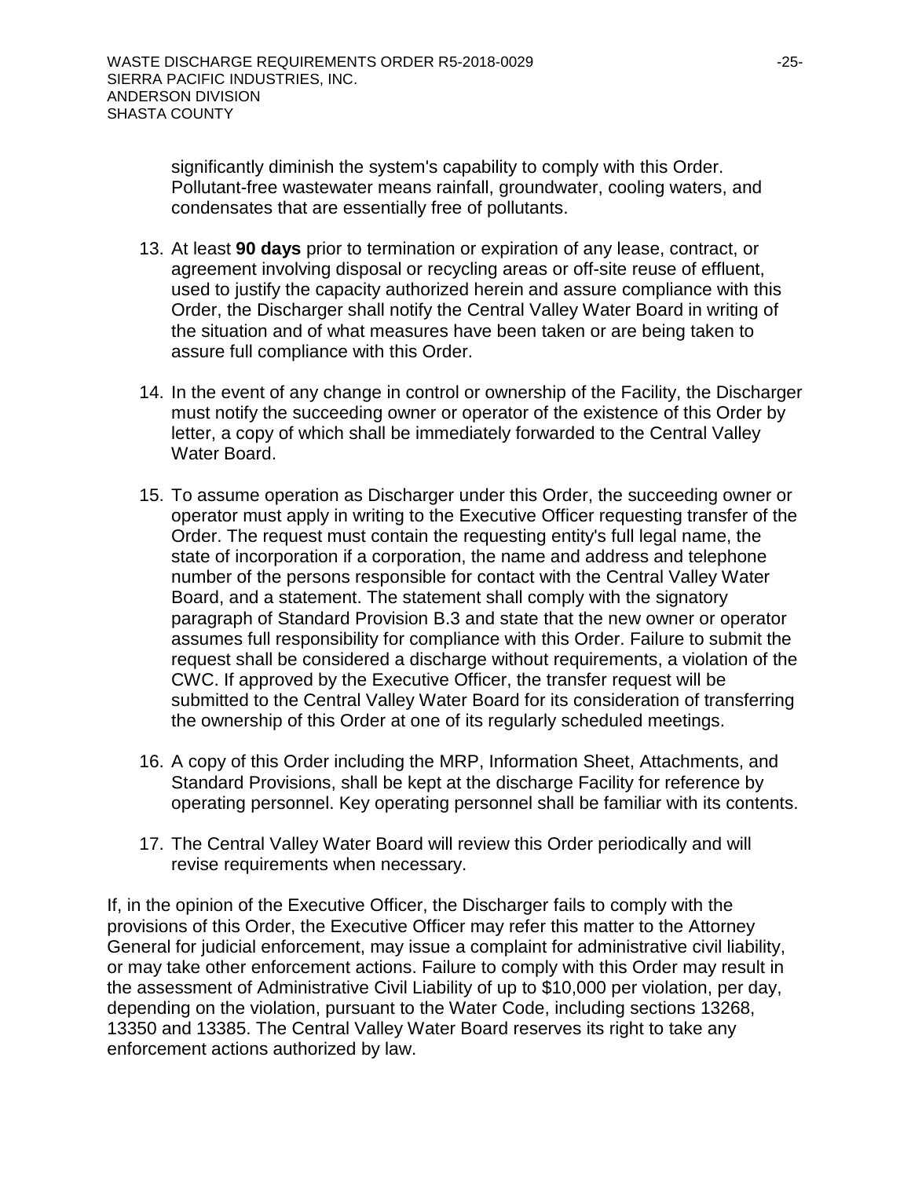significantly diminish the system's capability to comply with this Order. Pollutant-free wastewater means rainfall, groundwater, cooling waters, and condensates that are essentially free of pollutants.

13. At least **90 days** prior to termination or expiration of any lease, contract, or agreement involving disposal or recycling areas or off-site reuse of effluent, used to justify the capacity authorized herein and assure compliance with this Order, the Discharger shall notify the Central Valley Water Board in writing of the situation and of what measures have been taken or are being taken to assure full compliance with this Order.

14. In the event of any change in control or ownership of the Facility, the Discharger must notify the succeeding owner or operator of the existence of this Order by letter, a copy of which shall be immediately forwarded to the Central Valley Water Board.

15. To assume operation as Discharger under this Order, the succeeding owner or operator must apply in writing to the Executive Officer requesting transfer of the Order. The request must contain the requesting entity's full legal name, the state of incorporation if a corporation, the name and address and telephone number of the persons responsible for contact with the Central Valley Water Board, and a statement. The statement shall comply with the signatory paragraph of Standard Provision B.3 and state that the new owner or operator assumes full responsibility for compliance with this Order. Failure to submit the request shall be considered a discharge without requirements, a violation of the CWC. If approved by the Executive Officer, the transfer request will be submitted to the Central Valley Water Board for its consideration of transferring the ownership of this Order at one of its regularly scheduled meetings.

16. A copy of this Order including the MRP, Information Sheet, Attachments, and Standard Provisions, shall be kept at the discharge Facility for reference by operating personnel. Key operating personnel shall be familiar with its contents.

17. The Central Valley Water Board will review this Order periodically and will revise requirements when necessary.

If, in the opinion of the Executive Officer, the Discharger fails to comply with the provisions of this Order, the Executive Officer may refer this matter to the Attorney General for judicial enforcement, may issue a complaint for administrative civil liability, or may take other enforcement actions. Failure to comply with this Order may result in the assessment of Administrative Civil Liability of up to $10,000 per violation, per day, depending on the violation, pursuant to the Water Code, including sections 13268, 13350 and 13385. The Central Valley Water Board reserves its right to take any enforcement actions authorized by law.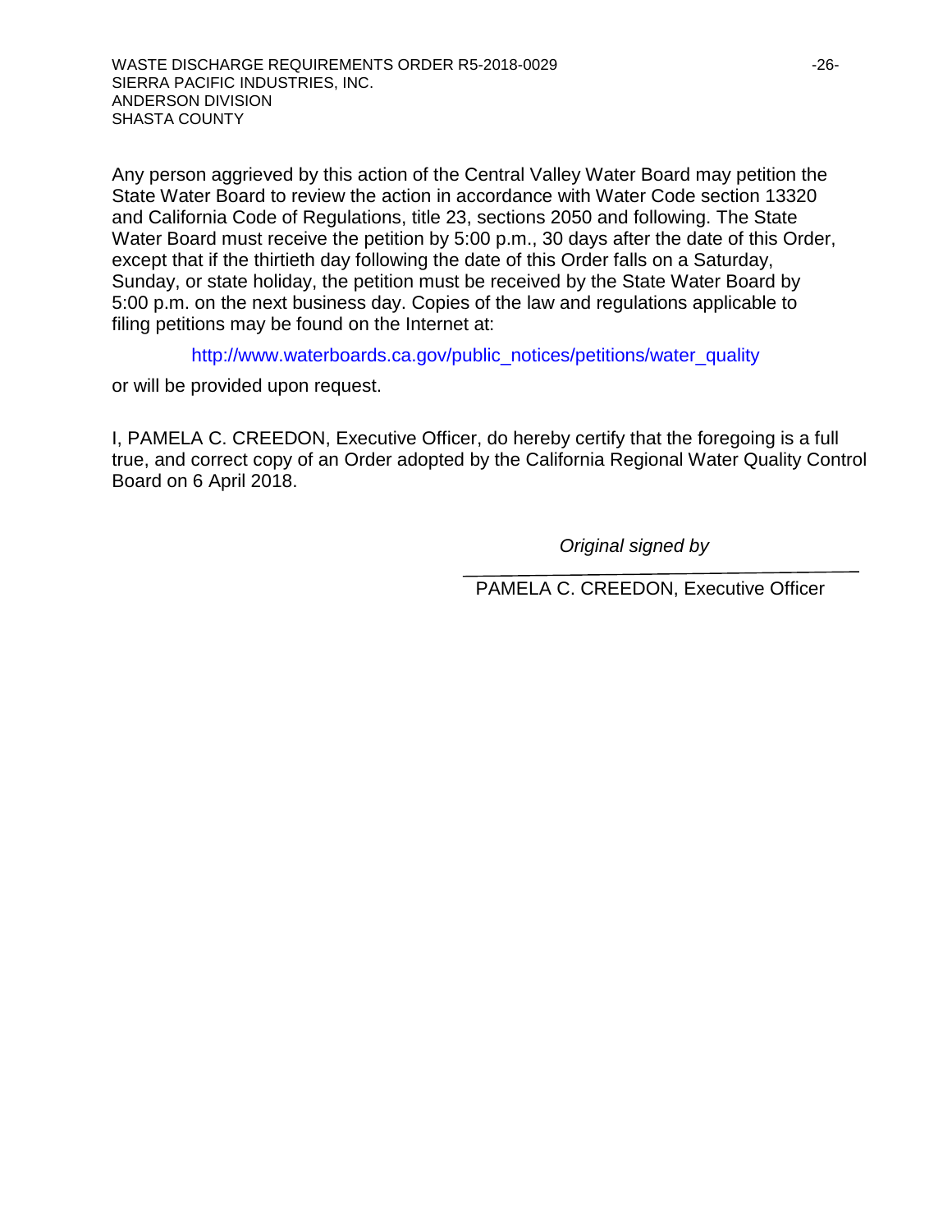Any person aggrieved by this action of the Central Valley Water Board may petition the State Water Board to review the action in accordance with Water Code section 13320 and California Code of Regulations, title 23, sections 2050 and following. The State Water Board must receive the petition by 5:00 p.m., 30 days after the date of this Order, except that if the thirtieth day following the date of this Order falls on a Saturday, Sunday, or state holiday, the petition must be received by the State Water Board by 5:00 p.m. on the next business day. Copies of the law and regulations applicable to filing petitions may be found on the Internet at:

http://www.waterboards.ca.gov/public_notices/petitions/water_quality

or will be provided upon request.

I, PAMELA C. CREEDON, Executive Officer, do hereby certify that the foregoing is a full true, and correct copy of an Order adopted by the California Regional Water Quality Control Board on 6 April 2018.

*Original signed by*

PAMELA C. CREEDON, Executive Officer